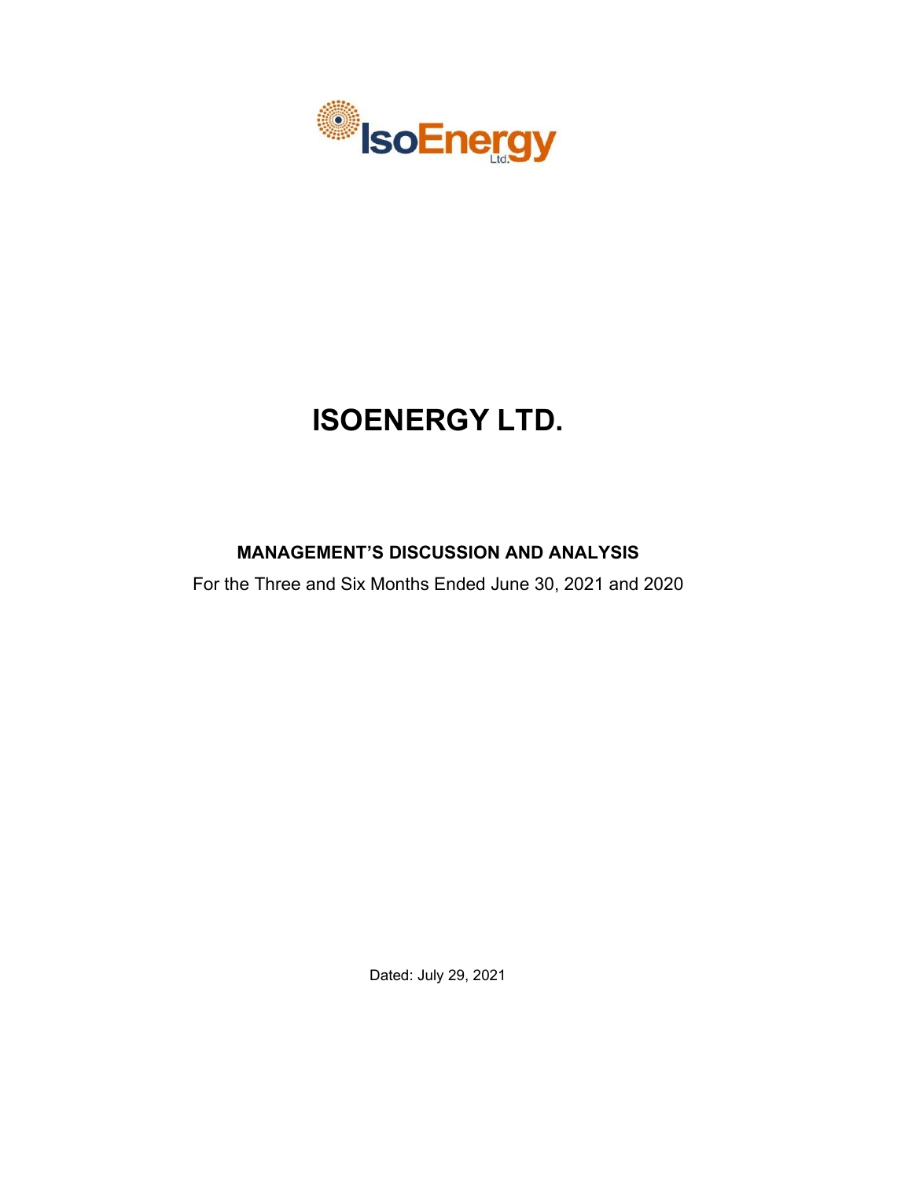# ISOENERGY LTD.

## MANAGEMENT'S DISCUSSION AND ANALYSIS

For the Three and Six Months Ended June 30, 2021 and 2020

Dated: July 29, 2021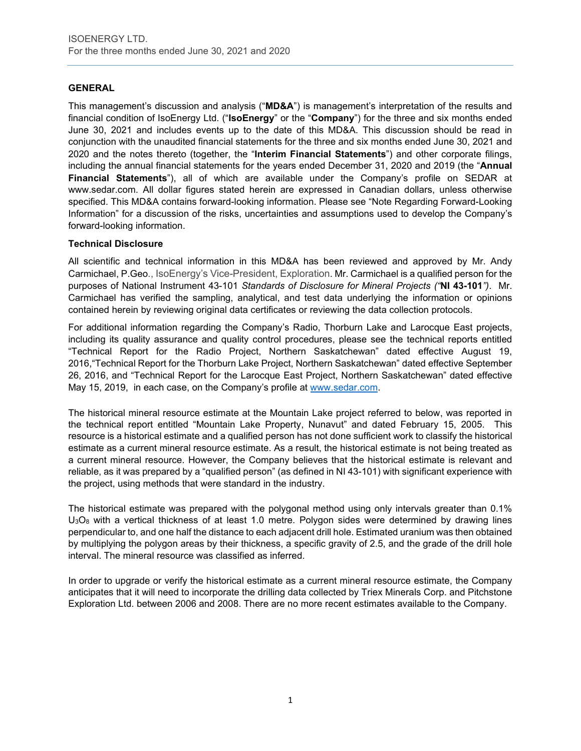## GENERAL

This management's discussion and analysis ("**MD&A**") is management's interpretation of the results and financial condition of IsoEnergy Ltd. ("**IsoEnergy**" or the "**Company**") for the three and six months ended June 30, 2021 and includes events up to the date of this MD&A. This discussion should be read in conjunction with the unaudited financial statements for the three and six months ended June 30, 2021 and 2020 and the notes thereto (together, the "**Interim Financial Statements**") and other corporate filings, including the annual financial statements for the years ended December 31, 2020 and 2019 (the "**Annual Financial Statements**"), all of which are available under the Company's profile on SEDAR at www.sedar.com. All dollar figures stated herein are expressed in Canadian dollars, unless otherwise specified. This MD&A contains forward-looking information. Please see "Note Regarding Forward-Looking Information" for a discussion of the risks, uncertainties and assumptions used to develop the Company's forward-looking information.

### Technical Disclosure

All scientific and technical information in this MD&A has been reviewed and approved by Mr. Andy Carmichael, P.Geo., IsoEnergy's Vice-President, Exploration. Mr. Carmichael is a qualified person for the purposes of National Instrument 43-101 *Standards of Disclosure for Mineral Projects ("***NI 43-101***")*. Mr. Carmichael has verified the sampling, analytical, and test data underlying the information or opinions contained herein by reviewing original data certificates or reviewing the data collection protocols.

For additional information regarding the Company's Radio, Thorburn Lake and Larocque East projects, including its quality assurance and quality control procedures, please see the technical reports entitled "Technical Report for the Radio Project, Northern Saskatchewan" dated effective August 19, 2016,"Technical Report for the Thorburn Lake Project, Northern Saskatchewan" dated effective September 26, 2016, and "Technical Report for the Larocque East Project, Northern Saskatchewan" dated effective May 15, 2019, in each case, on the Company's profile at www.sedar.com.

The historical mineral resource estimate at the Mountain Lake project referred to below, was reported in the technical report entitled "Mountain Lake Property, Nunavut" and dated February 15, 2005. This resource is a historical estimate and a qualified person has not done sufficient work to classify the historical estimate as a current mineral resource estimate. As a result, the historical estimate is not being treated as a current mineral resource. However, the Company believes that the historical estimate is relevant and reliable, as it was prepared by a "qualified person" (as defined in NI 43-101) with significant experience with the project, using methods that were standard in the industry.

The historical estimate was prepared with the polygonal method using only intervals greater than 0.1% $U_3O_8$ with a vertical thickness of at least 1.0 metre. Polygon sides were determined by drawing lines perpendicular to, and one half the distance to each adjacent drill hole. Estimated uranium was then obtained by multiplying the polygon areas by their thickness, a specific gravity of 2.5, and the grade of the drill hole interval. The mineral resource was classified as inferred.

In order to upgrade or verify the historical estimate as a current mineral resource estimate, the Company anticipates that it will need to incorporate the drilling data collected by Triex Minerals Corp. and Pitchstone Exploration Ltd. between 2006 and 2008. There are no more recent estimates available to the Company.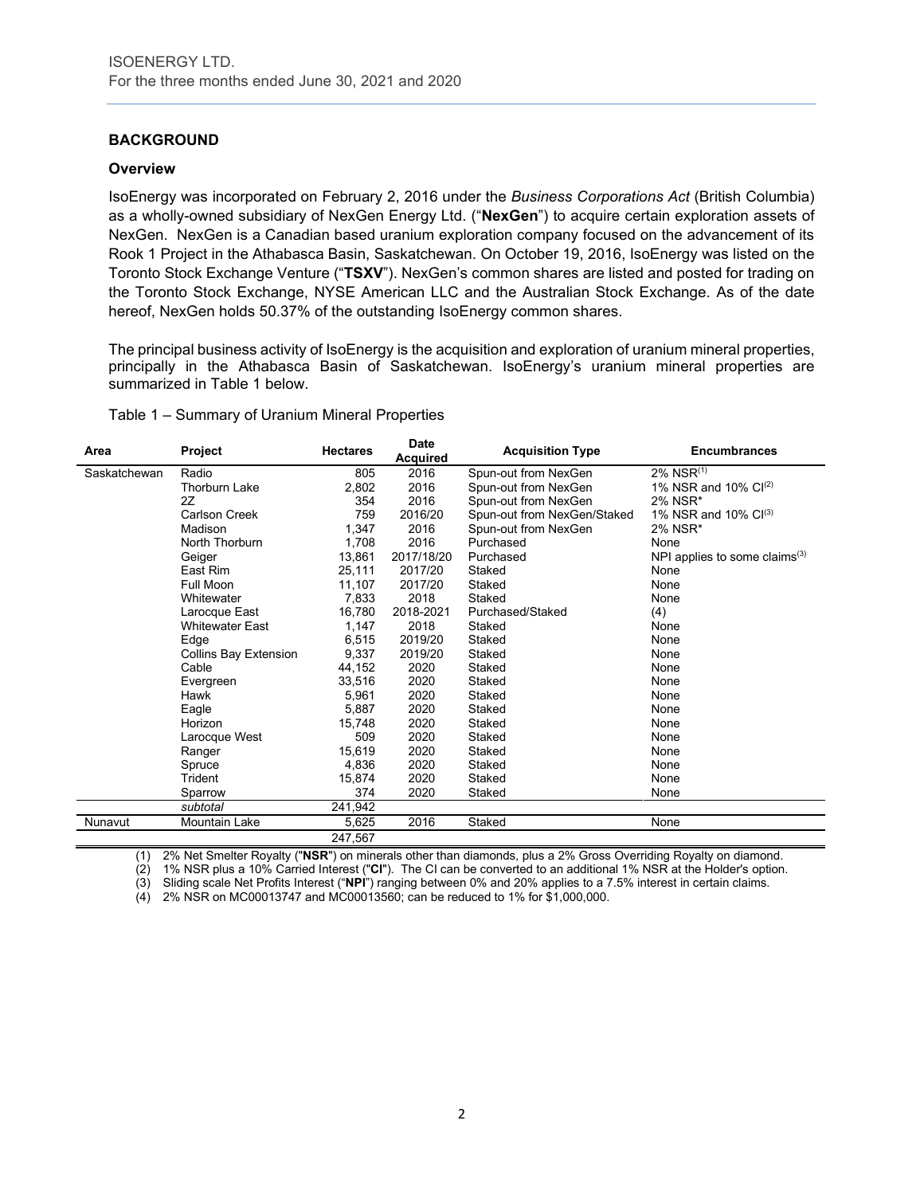## BACKGROUND

### Overview

IsoEnergy was incorporated on February 2, 2016 under the *Business Corporations Act* (British Columbia) as a wholly-owned subsidiary of NexGen Energy Ltd. ("**NexGen**") to acquire certain exploration assets of NexGen. NexGen is a Canadian based uranium exploration company focused on the advancement of its Rook 1 Project in the Athabasca Basin, Saskatchewan. On October 19, 2016, IsoEnergy was listed on the Toronto Stock Exchange Venture ("**TSXV**"). NexGen's common shares are listed and posted for trading on the Toronto Stock Exchange, NYSE American LLC and the Australian Stock Exchange. As of the date hereof, NexGen holds 50.37% of the outstanding IsoEnergy common shares.

The principal business activity of IsoEnergy is the acquisition and exploration of uranium mineral properties, principally in the Athabasca Basin of Saskatchewan. IsoEnergy's uranium mineral properties are summarized in Table 1 below.

Table 1 – Summary of Uranium Mineral Properties

| Area | Project | Hectares | Date Acquired | Acquisition Type | Encumbrances |
|---|---|---|---|---|---|
| Saskatchewan | Radio | 805 | 2016 | Spun-out from NexGen | 2% NSR(1) |
| | Thorburn Lake | 2,802 | 2016 | Spun-out from NexGen | 1% NSR and 10% CI(2) |
| | 2Z | 354 | 2016 | Spun-out from NexGen | 2% NSR* |
| | Carlson Creek | 759 | 2016/20 | Spun-out from NexGen/Staked | 1% NSR and 10% CI(3) |
| | Madison | 1,347 | 2016 | Spun-out from NexGen | 2% NSR* |
| | North Thorburn | 1,708 | 2016 | Purchased | None |
| | Geiger | 13,861 | 2017/18/20 | Purchased | NPI applies to some claims(3) |
| | East Rim | 25,111 | 2017/20 | Staked | None |
| | Full Moon | 11,107 | 2017/20 | Staked | None |
| | Whitewater | 7,833 | 2018 | Staked | None |
| | Larocque East | 16,780 | 2018-2021 | Purchased/Staked | (4) |
| | Whitewater East | 1,147 | 2018 | Staked | None |
| | Edge | 6,515 | 2019/20 | Staked | None |
| | Collins Bay Extension | 9,337 | 2019/20 | Staked | None |
| | Cable | 44,152 | 2020 | Staked | None |
| | Evergreen | 33,516 | 2020 | Staked | None |
| | Hawk | 5,961 | 2020 | Staked | None |
| | Eagle | 5,887 | 2020 | Staked | None |
| | Horizon | 15,748 | 2020 | Staked | None |
| | Larocque West | 509 | 2020 | Staked | None |
| | Ranger | 15,619 | 2020 | Staked | None |
| | Spruce | 4,836 | 2020 | Staked | None |
| | Trident | 15,874 | 2020 | Staked | None |
| | Sparrow | 374 | 2020 | Staked | None |
| | *subtotal* | 241,942 | | | |
| Nunavut | Mountain Lake | 5,625 | 2016 | Staked | None |
| | | 247,567 | | | |

(1) 2% Net Smelter Royalty ("**NSR**") on minerals other than diamonds, plus a 2% Gross Overriding Royalty on diamond.
(2) 1% NSR plus a 10% Carried Interest ("**CI**"). The CI can be converted to an additional 1% NSR at the Holder's option.
(3) Sliding scale Net Profits Interest ("**NPI**") ranging between 0% and 20% applies to a 7.5% interest in certain claims.
(4) 2% NSR on MC00013747 and MC00013560; can be reduced to 1% for $1,000,000.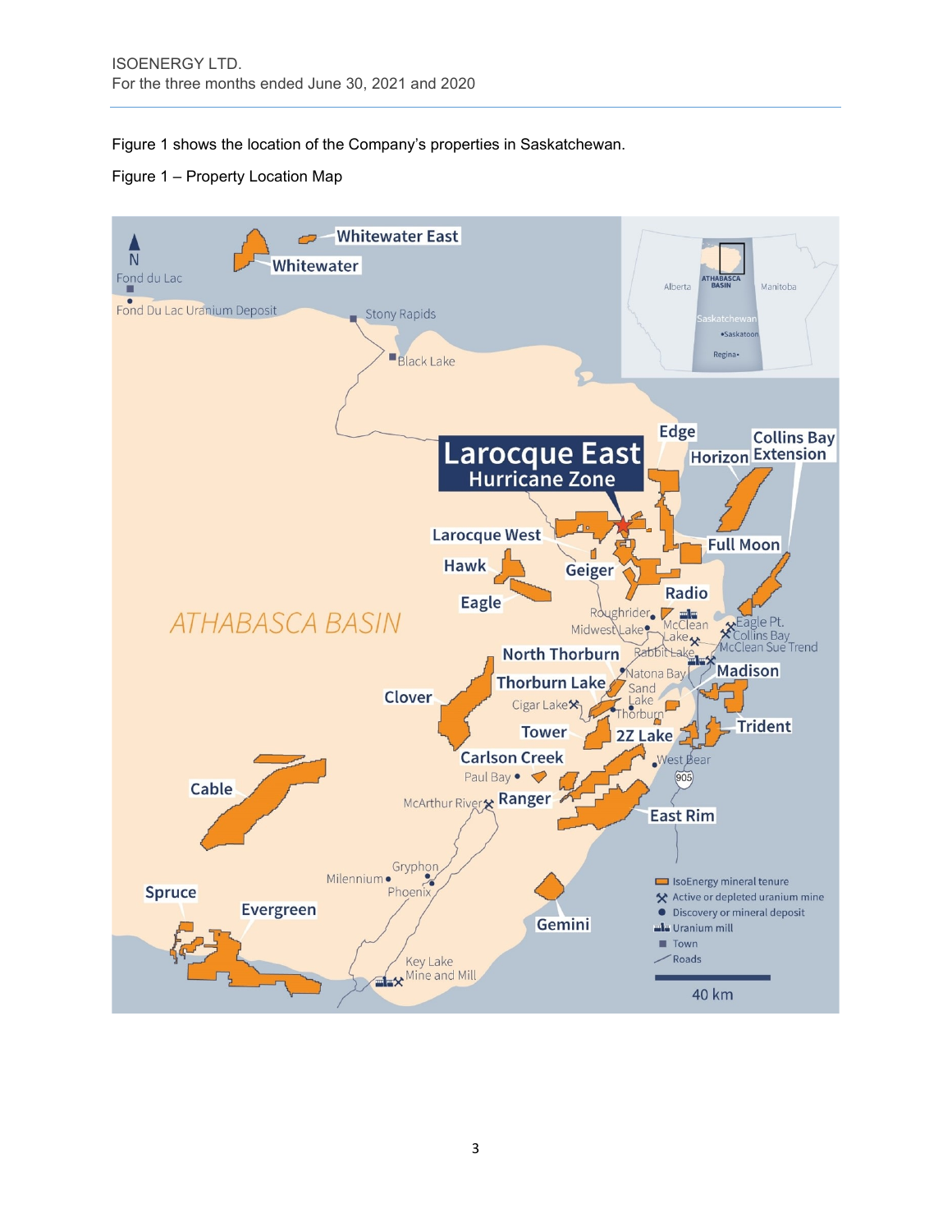Figure 1 shows the location of the Company's properties in Saskatchewan.

Figure 1 – Property Location Map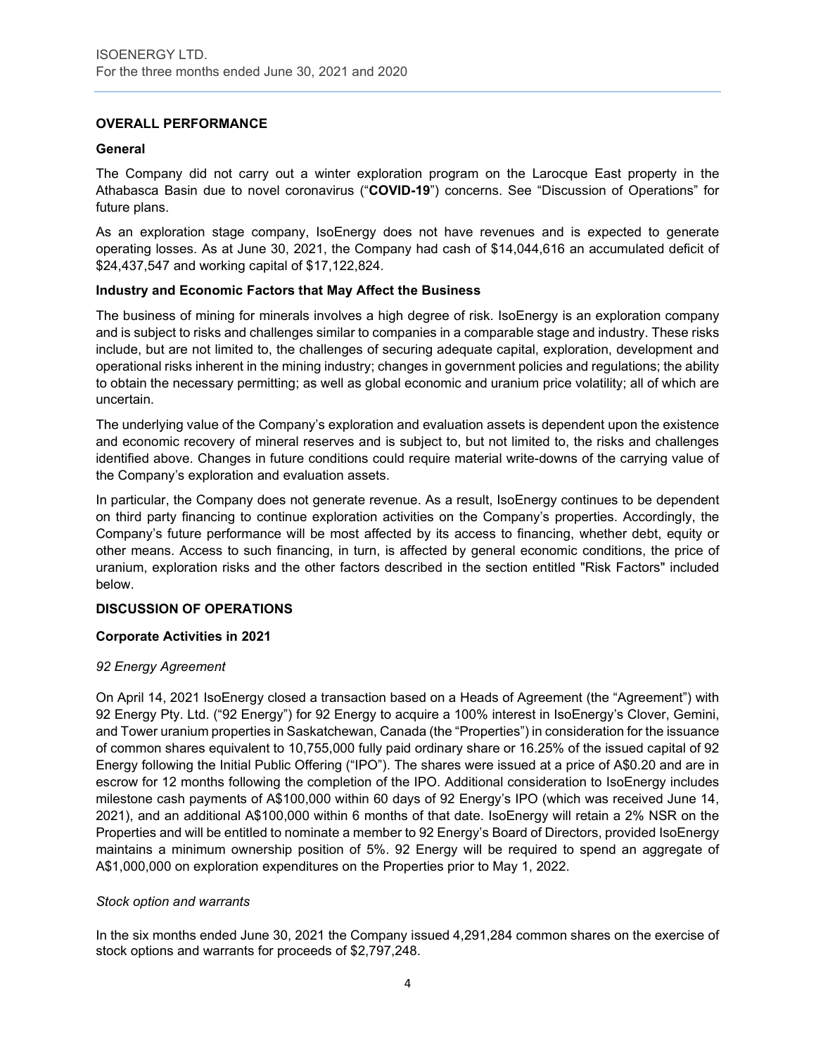## OVERALL PERFORMANCE

### General

The Company did not carry out a winter exploration program on the Larocque East property in the Athabasca Basin due to novel coronavirus ("**COVID-19**") concerns. See "Discussion of Operations" for future plans.

As an exploration stage company, IsoEnergy does not have revenues and is expected to generate operating losses. As at June 30, 2021, the Company had cash of $14,044,616 an accumulated deficit of $24,437,547 and working capital of $17,122,824.

### Industry and Economic Factors that May Affect the Business

The business of mining for minerals involves a high degree of risk. IsoEnergy is an exploration company and is subject to risks and challenges similar to companies in a comparable stage and industry. These risks include, but are not limited to, the challenges of securing adequate capital, exploration, development and operational risks inherent in the mining industry; changes in government policies and regulations; the ability to obtain the necessary permitting; as well as global economic and uranium price volatility; all of which are uncertain.

The underlying value of the Company's exploration and evaluation assets is dependent upon the existence and economic recovery of mineral reserves and is subject to, but not limited to, the risks and challenges identified above. Changes in future conditions could require material write-downs of the carrying value of the Company's exploration and evaluation assets.

In particular, the Company does not generate revenue. As a result, IsoEnergy continues to be dependent on third party financing to continue exploration activities on the Company's properties. Accordingly, the Company's future performance will be most affected by its access to financing, whether debt, equity or other means. Access to such financing, in turn, is affected by general economic conditions, the price of uranium, exploration risks and the other factors described in the section entitled "Risk Factors" included below.

## DISCUSSION OF OPERATIONS

### Corporate Activities in 2021

*92 Energy Agreement*

On April 14, 2021 IsoEnergy closed a transaction based on a Heads of Agreement (the "Agreement") with 92 Energy Pty. Ltd. ("92 Energy") for 92 Energy to acquire a 100% interest in IsoEnergy's Clover, Gemini, and Tower uranium properties in Saskatchewan, Canada (the "Properties") in consideration for the issuance of common shares equivalent to 10,755,000 fully paid ordinary share or 16.25% of the issued capital of 92 Energy following the Initial Public Offering ("IPO"). The shares were issued at a price of A$0.20 and are in escrow for 12 months following the completion of the IPO. Additional consideration to IsoEnergy includes milestone cash payments of A$100,000 within 60 days of 92 Energy's IPO (which was received June 14, 2021), and an additional A$100,000 within 6 months of that date. IsoEnergy will retain a 2% NSR on the Properties and will be entitled to nominate a member to 92 Energy's Board of Directors, provided IsoEnergy maintains a minimum ownership position of 5%. 92 Energy will be required to spend an aggregate of A$1,000,000 on exploration expenditures on the Properties prior to May 1, 2022.

*Stock option and warrants*

In the six months ended June 30, 2021 the Company issued 4,291,284 common shares on the exercise of stock options and warrants for proceeds of $2,797,248.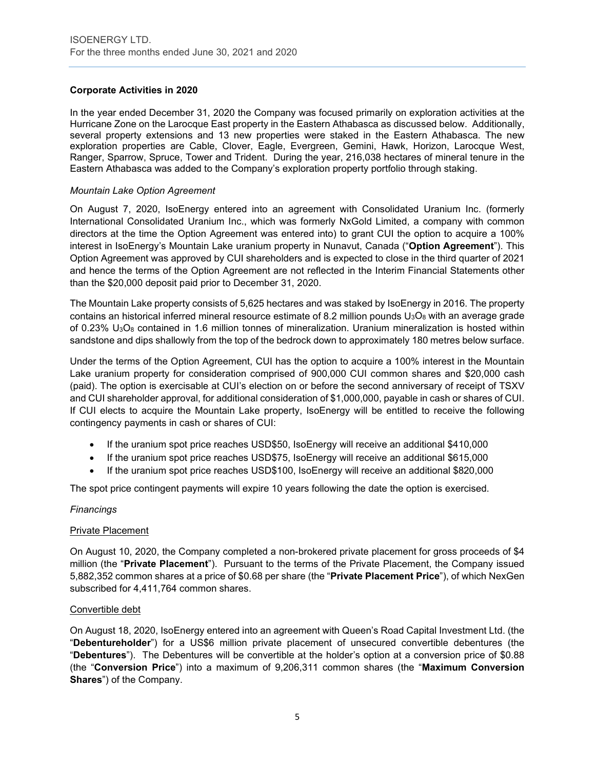**Corporate Activities in 2020**

In the year ended December 31, 2020 the Company was focused primarily on exploration activities at the Hurricane Zone on the Larocque East property in the Eastern Athabasca as discussed below. Additionally, several property extensions and 13 new properties were staked in the Eastern Athabasca. The new exploration properties are Cable, Clover, Eagle, Evergreen, Gemini, Hawk, Horizon, Larocque West, Ranger, Sparrow, Spruce, Tower and Trident. During the year, 216,038 hectares of mineral tenure in the Eastern Athabasca was added to the Company's exploration property portfolio through staking.

*Mountain Lake Option Agreement*

On August 7, 2020, IsoEnergy entered into an agreement with Consolidated Uranium Inc. (formerly International Consolidated Uranium Inc., which was formerly NxGold Limited, a company with common directors at the time the Option Agreement was entered into) to grant CUI the option to acquire a 100% interest in IsoEnergy's Mountain Lake uranium property in Nunavut, Canada ("**Option Agreement**"). This Option Agreement was approved by CUI shareholders and is expected to close in the third quarter of 2021 and hence the terms of the Option Agreement are not reflected in the Interim Financial Statements other than the $20,000 deposit paid prior to December 31, 2020.

The Mountain Lake property consists of 5,625 hectares and was staked by IsoEnergy in 2016. The property contains an historical inferred mineral resource estimate of 8.2 million pounds $U_3O_8$ with an average grade of 0.23% $U_3O_8$ contained in 1.6 million tonnes of mineralization. Uranium mineralization is hosted within sandstone and dips shallowly from the top of the bedrock down to approximately 180 metres below surface.

Under the terms of the Option Agreement, CUI has the option to acquire a 100% interest in the Mountain Lake uranium property for consideration comprised of 900,000 CUI common shares and $20,000 cash (paid). The option is exercisable at CUI's election on or before the second anniversary of receipt of TSXV and CUI shareholder approval, for additional consideration of $1,000,000, payable in cash or shares of CUI. If CUI elects to acquire the Mountain Lake property, IsoEnergy will be entitled to receive the following contingency payments in cash or shares of CUI:

- If the uranium spot price reaches USD$50, IsoEnergy will receive an additional $410,000
- If the uranium spot price reaches USD$75, IsoEnergy will receive an additional $615,000
- If the uranium spot price reaches USD$100, IsoEnergy will receive an additional $820,000

The spot price contingent payments will expire 10 years following the date the option is exercised.

*Financings*

Private Placement

On August 10, 2020, the Company completed a non-brokered private placement for gross proceeds of $4 million (the "**Private Placement**"). Pursuant to the terms of the Private Placement, the Company issued 5,882,352 common shares at a price of $0.68 per share (the "**Private Placement Price**"), of which NexGen subscribed for 4,411,764 common shares.

Convertible debt

On August 18, 2020, IsoEnergy entered into an agreement with Queen's Road Capital Investment Ltd. (the "**Debentureholder**") for a US$6 million private placement of unsecured convertible debentures (the "**Debentures**"). The Debentures will be convertible at the holder's option at a conversion price of $0.88 (the "**Conversion Price**") into a maximum of 9,206,311 common shares (the "**Maximum Conversion Shares**") of the Company.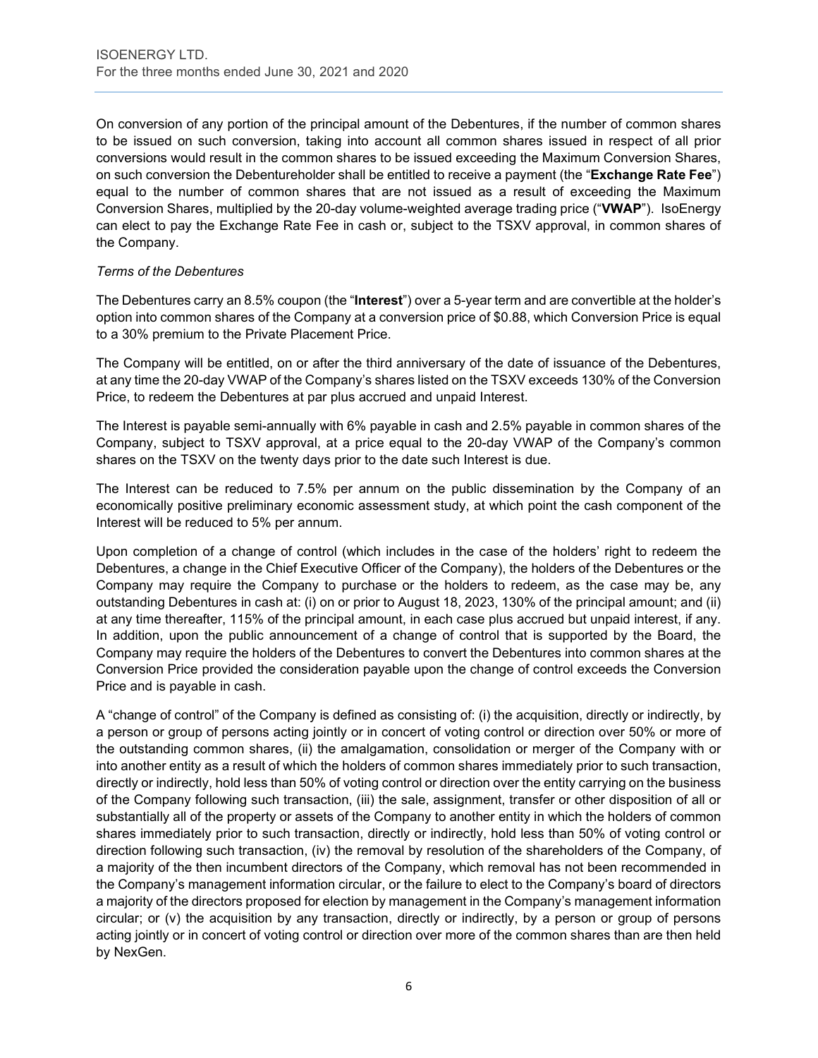On conversion of any portion of the principal amount of the Debentures, if the number of common shares to be issued on such conversion, taking into account all common shares issued in respect of all prior conversions would result in the common shares to be issued exceeding the Maximum Conversion Shares, on such conversion the Debentureholder shall be entitled to receive a payment (the "**Exchange Rate Fee**") equal to the number of common shares that are not issued as a result of exceeding the Maximum Conversion Shares, multiplied by the 20-day volume-weighted average trading price ("**VWAP**"). IsoEnergy can elect to pay the Exchange Rate Fee in cash or, subject to the TSXV approval, in common shares of the Company.

*Terms of the Debentures*

The Debentures carry an 8.5% coupon (the "**Interest**") over a 5-year term and are convertible at the holder's option into common shares of the Company at a conversion price of $0.88, which Conversion Price is equal to a 30% premium to the Private Placement Price.

The Company will be entitled, on or after the third anniversary of the date of issuance of the Debentures, at any time the 20-day VWAP of the Company's shares listed on the TSXV exceeds 130% of the Conversion Price, to redeem the Debentures at par plus accrued and unpaid Interest.

The Interest is payable semi-annually with 6% payable in cash and 2.5% payable in common shares of the Company, subject to TSXV approval, at a price equal to the 20-day VWAP of the Company's common shares on the TSXV on the twenty days prior to the date such Interest is due.

The Interest can be reduced to 7.5% per annum on the public dissemination by the Company of an economically positive preliminary economic assessment study, at which point the cash component of the Interest will be reduced to 5% per annum.

Upon completion of a change of control (which includes in the case of the holders' right to redeem the Debentures, a change in the Chief Executive Officer of the Company), the holders of the Debentures or the Company may require the Company to purchase or the holders to redeem, as the case may be, any outstanding Debentures in cash at: (i) on or prior to August 18, 2023, 130% of the principal amount; and (ii) at any time thereafter, 115% of the principal amount, in each case plus accrued but unpaid interest, if any. In addition, upon the public announcement of a change of control that is supported by the Board, the Company may require the holders of the Debentures to convert the Debentures into common shares at the Conversion Price provided the consideration payable upon the change of control exceeds the Conversion Price and is payable in cash.

A "change of control" of the Company is defined as consisting of: (i) the acquisition, directly or indirectly, by a person or group of persons acting jointly or in concert of voting control or direction over 50% or more of the outstanding common shares, (ii) the amalgamation, consolidation or merger of the Company with or into another entity as a result of which the holders of common shares immediately prior to such transaction, directly or indirectly, hold less than 50% of voting control or direction over the entity carrying on the business of the Company following such transaction, (iii) the sale, assignment, transfer or other disposition of all or substantially all of the property or assets of the Company to another entity in which the holders of common shares immediately prior to such transaction, directly or indirectly, hold less than 50% of voting control or direction following such transaction, (iv) the removal by resolution of the shareholders of the Company, of a majority of the then incumbent directors of the Company, which removal has not been recommended in the Company's management information circular, or the failure to elect to the Company's board of directors a majority of the directors proposed for election by management in the Company's management information circular; or (v) the acquisition by any transaction, directly or indirectly, by a person or group of persons acting jointly or in concert of voting control or direction over more of the common shares than are then held by NexGen.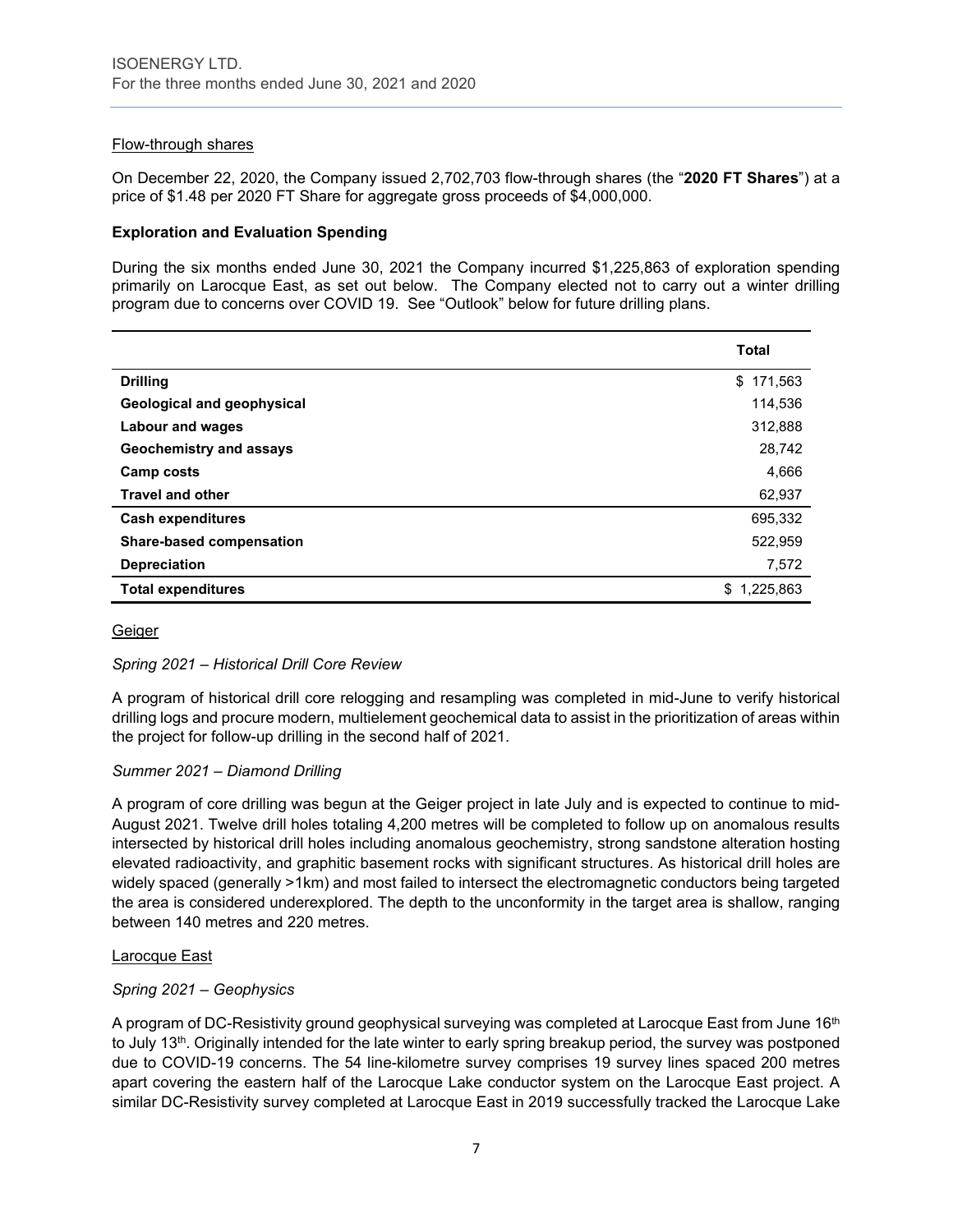Flow-through shares

On December 22, 2020, the Company issued 2,702,703 flow-through shares (the "**2020 FT Shares**") at a price of $1.48 per 2020 FT Share for aggregate gross proceeds of $4,000,000.

### Exploration and Evaluation Spending

During the six months ended June 30, 2021 the Company incurred $1,225,863 of exploration spending primarily on Larocque East, as set out below. The Company elected not to carry out a winter drilling program due to concerns over COVID 19. See "Outlook" below for future drilling plans.

| | Total |
|---|---|
| **Drilling** | $ 171,563 |
| **Geological and geophysical** | 114,536 |
| **Labour and wages** | 312,888 |
| **Geochemistry and assays** | 28,742 |
| **Camp costs** | 4,666 |
| **Travel and other** | 62,937 |
| **Cash expenditures** | 695,332 |
| **Share-based compensation** | 522,959 |
| **Depreciation** | 7,572 |
| **Total expenditures** | $ 1,225,863 |

Geiger

*Spring 2021 – Historical Drill Core Review*

A program of historical drill core relogging and resampling was completed in mid-June to verify historical drilling logs and procure modern, multielement geochemical data to assist in the prioritization of areas within the project for follow-up drilling in the second half of 2021.

*Summer 2021 – Diamond Drilling*

A program of core drilling was begun at the Geiger project in late July and is expected to continue to mid-August 2021. Twelve drill holes totaling 4,200 metres will be completed to follow up on anomalous results intersected by historical drill holes including anomalous geochemistry, strong sandstone alteration hosting elevated radioactivity, and graphitic basement rocks with significant structures. As historical drill holes are widely spaced (generally >1km) and most failed to intersect the electromagnetic conductors being targeted the area is considered underexplored. The depth to the unconformity in the target area is shallow, ranging between 140 metres and 220 metres.

Larocque East

*Spring 2021 – Geophysics*

A program of DC-Resistivity ground geophysical surveying was completed at Larocque East from June 16th to July 13th. Originally intended for the late winter to early spring breakup period, the survey was postponed due to COVID-19 concerns. The 54 line-kilometre survey comprises 19 survey lines spaced 200 metres apart covering the eastern half of the Larocque Lake conductor system on the Larocque East project. A similar DC-Resistivity survey completed at Larocque East in 2019 successfully tracked the Larocque Lake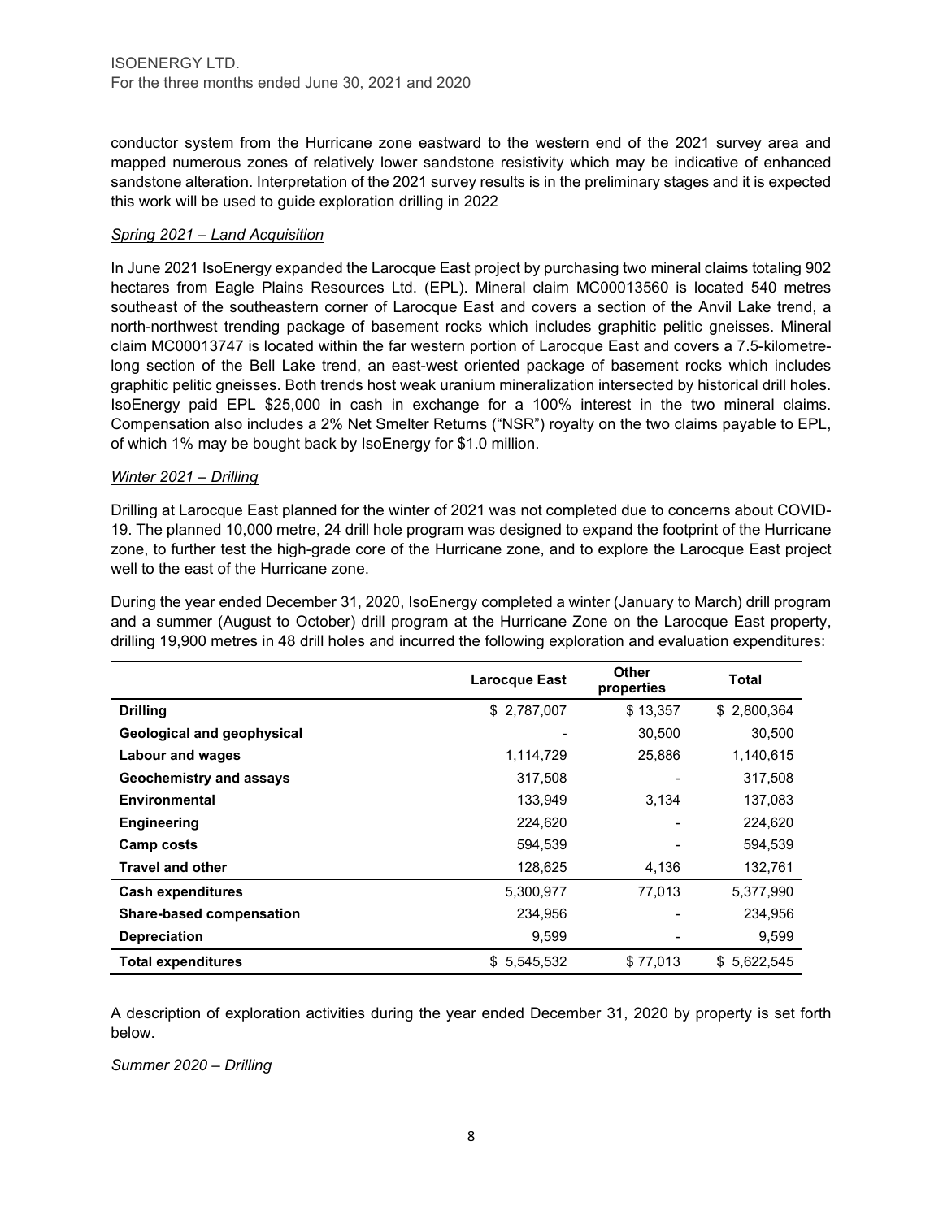conductor system from the Hurricane zone eastward to the western end of the 2021 survey area and mapped numerous zones of relatively lower sandstone resistivity which may be indicative of enhanced sandstone alteration. Interpretation of the 2021 survey results is in the preliminary stages and it is expected this work will be used to guide exploration drilling in 2022

*Spring 2021 – Land Acquisition*

In June 2021 IsoEnergy expanded the Larocque East project by purchasing two mineral claims totaling 902 hectares from Eagle Plains Resources Ltd. (EPL). Mineral claim MC00013560 is located 540 metres southeast of the southeastern corner of Larocque East and covers a section of the Anvil Lake trend, a north-northwest trending package of basement rocks which includes graphitic pelitic gneisses. Mineral claim MC00013747 is located within the far western portion of Larocque East and covers a 7.5-kilometre-long section of the Bell Lake trend, an east-west oriented package of basement rocks which includes graphitic pelitic gneisses. Both trends host weak uranium mineralization intersected by historical drill holes. IsoEnergy paid EPL $25,000 in cash in exchange for a 100% interest in the two mineral claims. Compensation also includes a 2% Net Smelter Returns ("NSR") royalty on the two claims payable to EPL, of which 1% may be bought back by IsoEnergy for $1.0 million.

*Winter 2021 – Drilling*

Drilling at Larocque East planned for the winter of 2021 was not completed due to concerns about COVID-19. The planned 10,000 metre, 24 drill hole program was designed to expand the footprint of the Hurricane zone, to further test the high-grade core of the Hurricane zone, and to explore the Larocque East project well to the east of the Hurricane zone.

During the year ended December 31, 2020, IsoEnergy completed a winter (January to March) drill program and a summer (August to October) drill program at the Hurricane Zone on the Larocque East property, drilling 19,900 metres in 48 drill holes and incurred the following exploration and evaluation expenditures:

| | Larocque East | Other properties | Total |
|---|---|---|---|
| **Drilling** | $ 2,787,007 | $ 13,357 | $ 2,800,364 |
| **Geological and geophysical** | - | 30,500 | 30,500 |
| **Labour and wages** | 1,114,729 | 25,886 | 1,140,615 |
| **Geochemistry and assays** | 317,508 | - | 317,508 |
| **Environmental** | 133,949 | 3,134 | 137,083 |
| **Engineering** | 224,620 | - | 224,620 |
| **Camp costs** | 594,539 | - | 594,539 |
| **Travel and other** | 128,625 | 4,136 | 132,761 |
| **Cash expenditures** | 5,300,977 | 77,013 | 5,377,990 |
| **Share-based compensation** | 234,956 | - | 234,956 |
| **Depreciation** | 9,599 | - | 9,599 |
| **Total expenditures** | $ 5,545,532 | $ 77,013 | $ 5,622,545 |

A description of exploration activities during the year ended December 31, 2020 by property is set forth below.

*Summer 2020 – Drilling*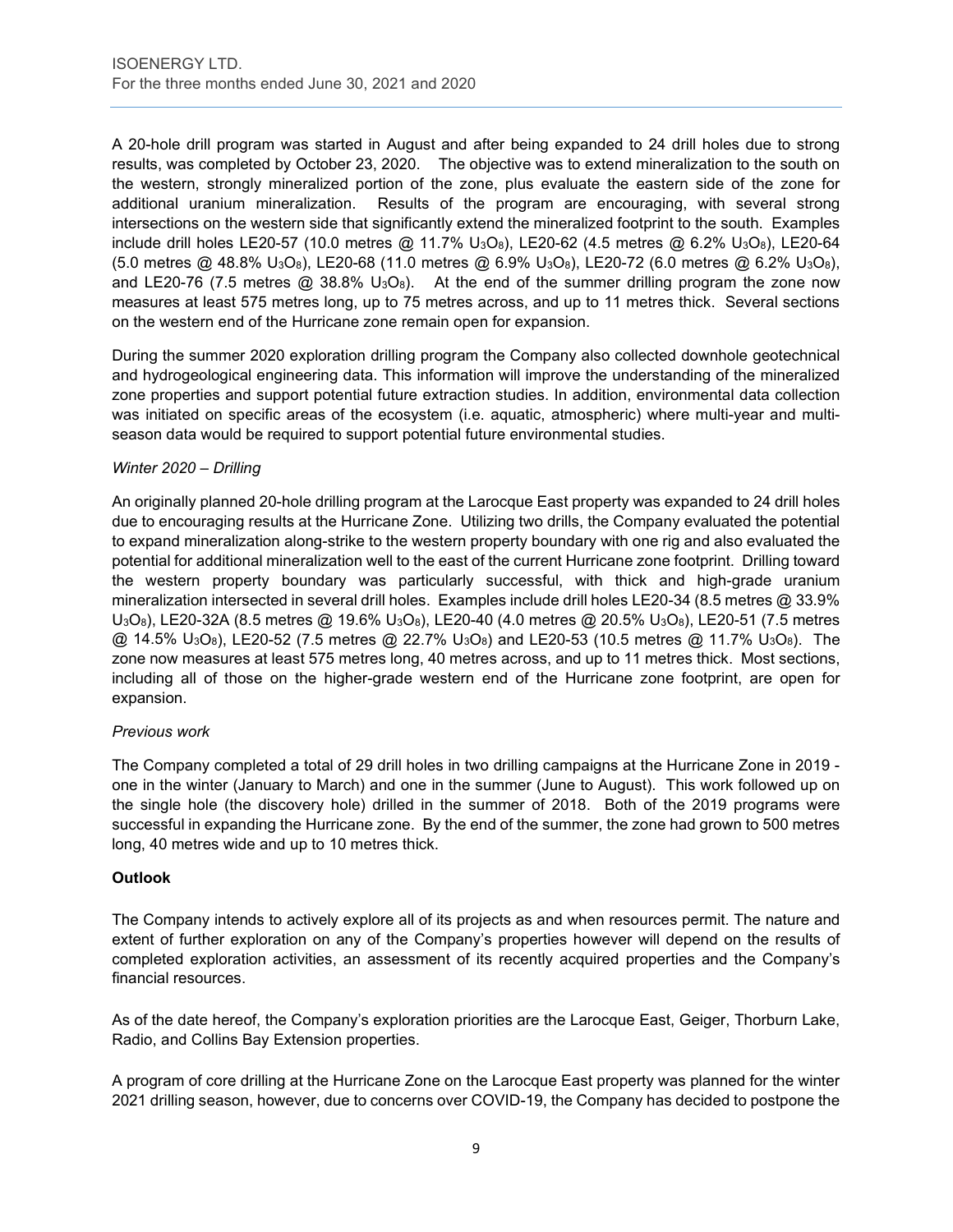A 20-hole drill program was started in August and after being expanded to 24 drill holes due to strong results, was completed by October 23, 2020. The objective was to extend mineralization to the south on the western, strongly mineralized portion of the zone, plus evaluate the eastern side of the zone for additional uranium mineralization. Results of the program are encouraging, with several strong intersections on the western side that significantly extend the mineralized footprint to the south. Examples include drill holes LE20-57 (10.0 metres @ 11.7% $U_3O_8$), LE20-62 (4.5 metres @ 6.2% $U_3O_8$), LE20-64 (5.0 metres @ 48.8% $U_3O_8$), LE20-68 (11.0 metres @ 6.9% $U_3O_8$), LE20-72 (6.0 metres @ 6.2% $U_3O_8$), and LE20-76 (7.5 metres @ 38.8% $U_3O_8$). At the end of the summer drilling program the zone now measures at least 575 metres long, up to 75 metres across, and up to 11 metres thick. Several sections on the western end of the Hurricane zone remain open for expansion.

During the summer 2020 exploration drilling program the Company also collected downhole geotechnical and hydrogeological engineering data. This information will improve the understanding of the mineralized zone properties and support potential future extraction studies. In addition, environmental data collection was initiated on specific areas of the ecosystem (i.e. aquatic, atmospheric) where multi-year and multi-season data would be required to support potential future environmental studies.

*Winter 2020 – Drilling*

An originally planned 20-hole drilling program at the Larocque East property was expanded to 24 drill holes due to encouraging results at the Hurricane Zone. Utilizing two drills, the Company evaluated the potential to expand mineralization along-strike to the western property boundary with one rig and also evaluated the potential for additional mineralization well to the east of the current Hurricane zone footprint. Drilling toward the western property boundary was particularly successful, with thick and high-grade uranium mineralization intersected in several drill holes. Examples include drill holes LE20-34 (8.5 metres @ 33.9% $U_3O_8$), LE20-32A (8.5 metres @ 19.6% $U_3O_8$), LE20-40 (4.0 metres @ 20.5% $U_3O_8$), LE20-51 (7.5 metres @ 14.5% $U_3O_8$), LE20-52 (7.5 metres @ 22.7% $U_3O_8$) and LE20-53 (10.5 metres @ 11.7% $U_3O_8$). The zone now measures at least 575 metres long, 40 metres across, and up to 11 metres thick. Most sections, including all of those on the higher-grade western end of the Hurricane zone footprint, are open for expansion.

*Previous work*

The Company completed a total of 29 drill holes in two drilling campaigns at the Hurricane Zone in 2019 - one in the winter (January to March) and one in the summer (June to August). This work followed up on the single hole (the discovery hole) drilled in the summer of 2018. Both of the 2019 programs were successful in expanding the Hurricane zone. By the end of the summer, the zone had grown to 500 metres long, 40 metres wide and up to 10 metres thick.

**Outlook**

The Company intends to actively explore all of its projects as and when resources permit. The nature and extent of further exploration on any of the Company's properties however will depend on the results of completed exploration activities, an assessment of its recently acquired properties and the Company's financial resources.

As of the date hereof, the Company's exploration priorities are the Larocque East, Geiger, Thorburn Lake, Radio, and Collins Bay Extension properties.

A program of core drilling at the Hurricane Zone on the Larocque East property was planned for the winter 2021 drilling season, however, due to concerns over COVID-19, the Company has decided to postpone the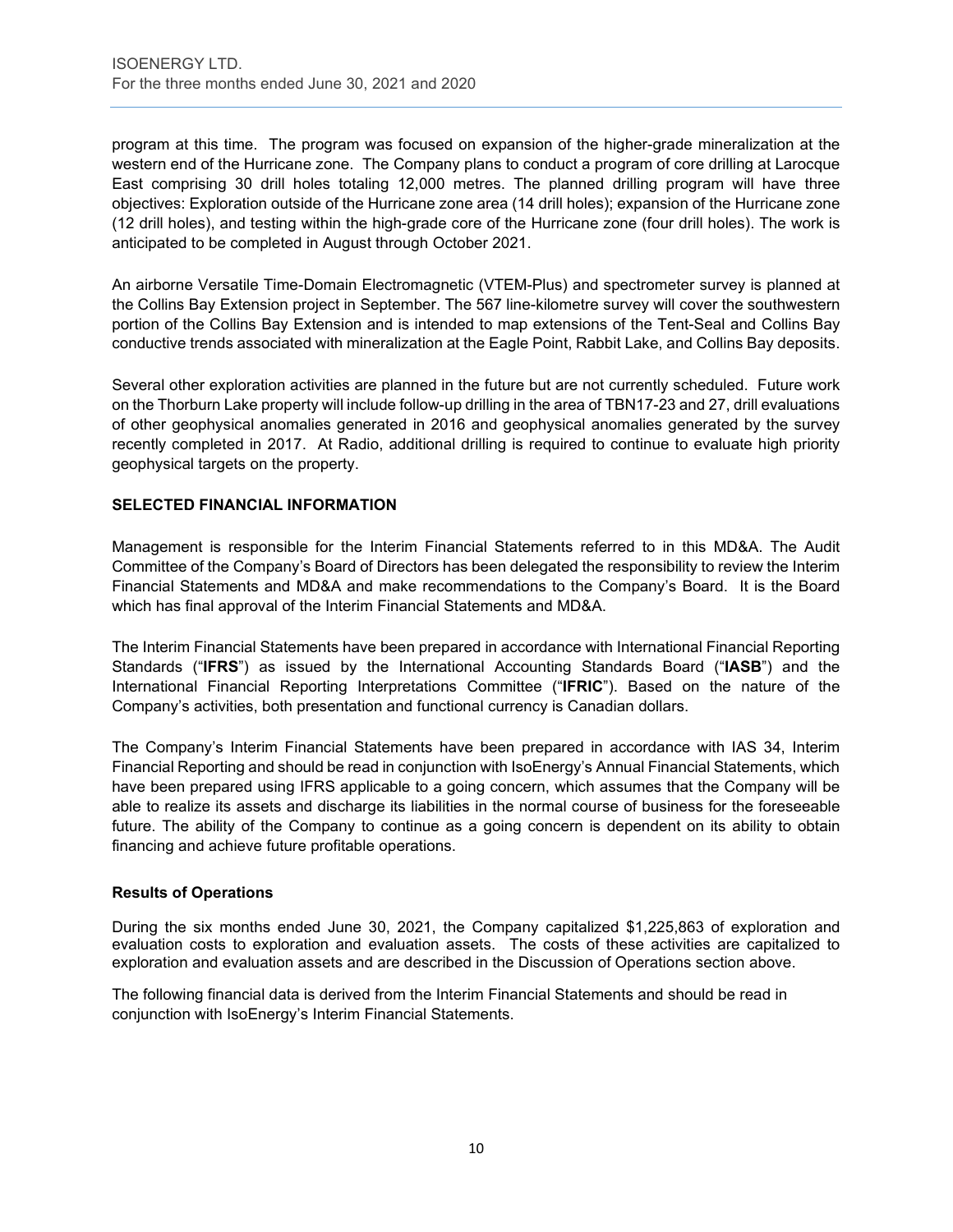program at this time. The program was focused on expansion of the higher-grade mineralization at the western end of the Hurricane zone. The Company plans to conduct a program of core drilling at Larocque East comprising 30 drill holes totaling 12,000 metres. The planned drilling program will have three objectives: Exploration outside of the Hurricane zone area (14 drill holes); expansion of the Hurricane zone (12 drill holes), and testing within the high-grade core of the Hurricane zone (four drill holes). The work is anticipated to be completed in August through October 2021.

An airborne Versatile Time-Domain Electromagnetic (VTEM-Plus) and spectrometer survey is planned at the Collins Bay Extension project in September. The 567 line-kilometre survey will cover the southwestern portion of the Collins Bay Extension and is intended to map extensions of the Tent-Seal and Collins Bay conductive trends associated with mineralization at the Eagle Point, Rabbit Lake, and Collins Bay deposits.

Several other exploration activities are planned in the future but are not currently scheduled. Future work on the Thorburn Lake property will include follow-up drilling in the area of TBN17-23 and 27, drill evaluations of other geophysical anomalies generated in 2016 and geophysical anomalies generated by the survey recently completed in 2017. At Radio, additional drilling is required to continue to evaluate high priority geophysical targets on the property.

## SELECTED FINANCIAL INFORMATION

Management is responsible for the Interim Financial Statements referred to in this MD&A. The Audit Committee of the Company's Board of Directors has been delegated the responsibility to review the Interim Financial Statements and MD&A and make recommendations to the Company's Board. It is the Board which has final approval of the Interim Financial Statements and MD&A.

The Interim Financial Statements have been prepared in accordance with International Financial Reporting Standards ("**IFRS**") as issued by the International Accounting Standards Board ("**IASB**") and the International Financial Reporting Interpretations Committee ("**IFRIC**"). Based on the nature of the Company's activities, both presentation and functional currency is Canadian dollars.

The Company's Interim Financial Statements have been prepared in accordance with IAS 34, Interim Financial Reporting and should be read in conjunction with IsoEnergy's Annual Financial Statements, which have been prepared using IFRS applicable to a going concern, which assumes that the Company will be able to realize its assets and discharge its liabilities in the normal course of business for the foreseeable future. The ability of the Company to continue as a going concern is dependent on its ability to obtain financing and achieve future profitable operations.

### Results of Operations

During the six months ended June 30, 2021, the Company capitalized $1,225,863 of exploration and evaluation costs to exploration and evaluation assets. The costs of these activities are capitalized to exploration and evaluation assets and are described in the Discussion of Operations section above.

The following financial data is derived from the Interim Financial Statements and should be read in conjunction with IsoEnergy's Interim Financial Statements.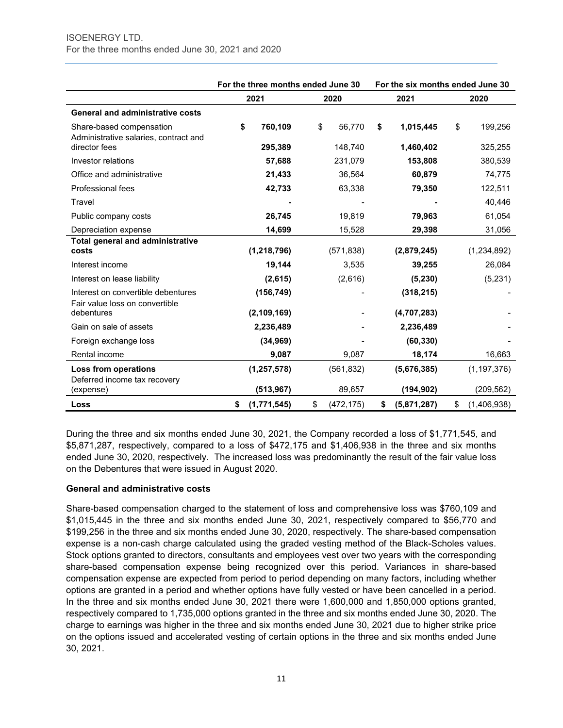|  | For the three months ended June 30 |  | For the six months ended June 30 |  |
|---|---|---|---|---|
|  | 2021 | 2020 | 2021 | 2020 |
| **General and administrative costs** |  |  |  |  |
| Share-based compensation | **$ 760,109** | $ 56,770 | **$ 1,015,445** | $ 199,256 |
| Administrative salaries, contract and director fees | **295,389** | 148,740 | **1,460,402** | 325,255 |
| Investor relations | **57,688** | 231,079 | **153,808** | 380,539 |
| Office and administrative | **21,433** | 36,564 | **60,879** | 74,775 |
| Professional fees | **42,733** | 63,338 | **79,350** | 122,511 |
| Travel | **-** | - | **-** | 40,446 |
| Public company costs | **26,745** | 19,819 | **79,963** | 61,054 |
| Depreciation expense | **14,699** | 15,528 | **29,398** | 31,056 |
| **Total general and administrative costs** | **(1,218,796)** | (571,838) | **(2,879,245)** | (1,234,892) |
| Interest income | **19,144** | 3,535 | **39,255** | 26,084 |
| Interest on lease liability | **(2,615)** | (2,616) | **(5,230)** | (5,231) |
| Interest on convertible debentures | **(156,749)** | - | **(318,215)** | - |
| Fair value loss on convertible debentures | **(2,109,169)** | - | **(4,707,283)** | - |
| Gain on sale of assets | **2,236,489** | - | **2,236,489** | - |
| Foreign exchange loss | **(34,969)** | - | **(60,330)** | - |
| Rental income | **9,087** | 9,087 | **18,174** | 16,663 |
| **Loss from operations** | **(1,257,578)** | (561,832) | **(5,676,385)** | (1,197,376) |
| Deferred income tax recovery (expense) | **(513,967)** | 89,657 | **(194,902)** | (209,562) |
| **Loss** | **$ (1,771,545)** | $ (472,175) | **$ (5,871,287)** | $ (1,406,938) |

During the three and six months ended June 30, 2021, the Company recorded a loss of $1,771,545, and $5,871,287, respectively, compared to a loss of $472,175 and $1,406,938 in the three and six months ended June 30, 2020, respectively. The increased loss was predominantly the result of the fair value loss on the Debentures that were issued in August 2020.

**General and administrative costs**

Share-based compensation charged to the statement of loss and comprehensive loss was $760,109 and $1,015,445 in the three and six months ended June 30, 2021, respectively compared to $56,770 and $199,256 in the three and six months ended June 30, 2020, respectively. The share-based compensation expense is a non-cash charge calculated using the graded vesting method of the Black-Scholes values. Stock options granted to directors, consultants and employees vest over two years with the corresponding share-based compensation expense being recognized over this period. Variances in share-based compensation expense are expected from period to period depending on many factors, including whether options are granted in a period and whether options have fully vested or have been cancelled in a period. In the three and six months ended June 30, 2021 there were 1,600,000 and 1,850,000 options granted, respectively compared to 1,735,000 options granted in the three and six months ended June 30, 2020. The charge to earnings was higher in the three and six months ended June 30, 2021 due to higher strike price on the options issued and accelerated vesting of certain options in the three and six months ended June 30, 2021.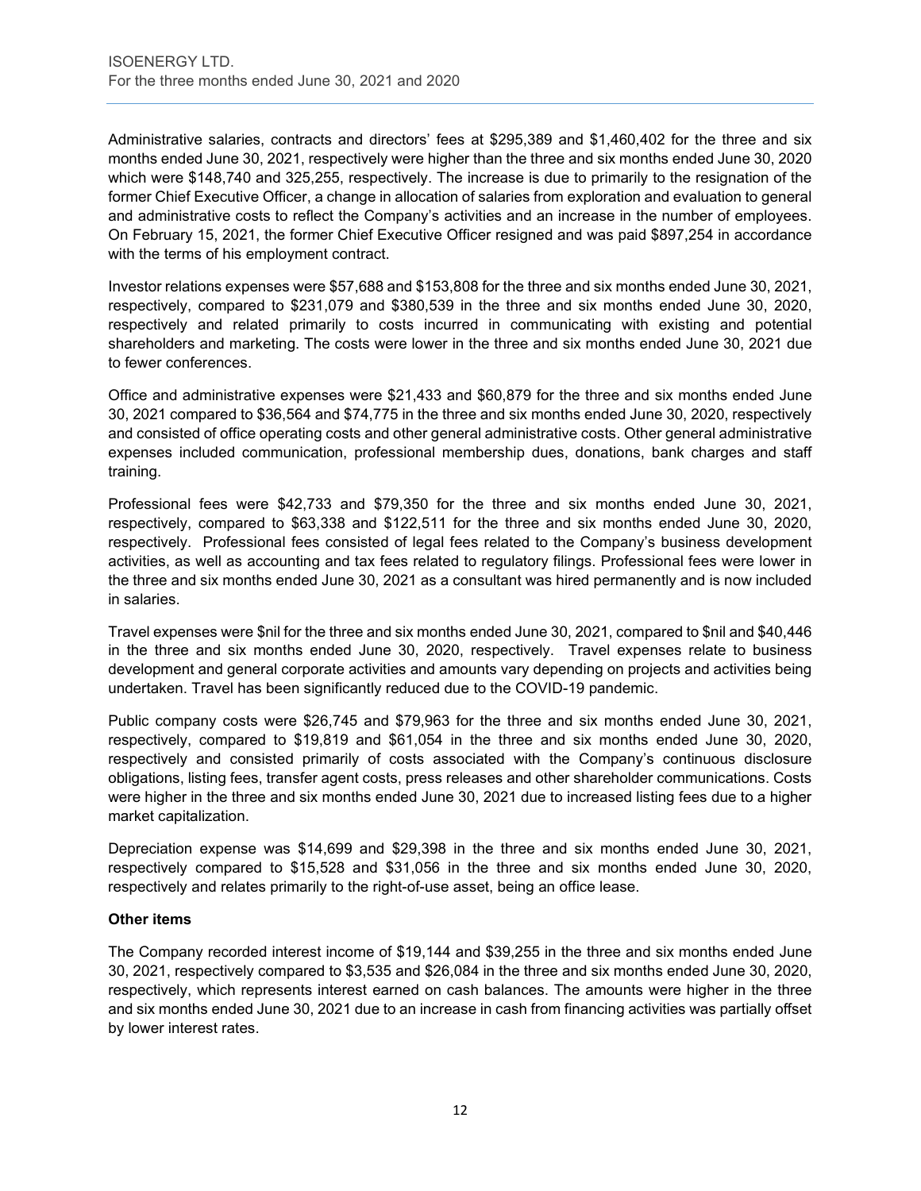Administrative salaries, contracts and directors' fees at $295,389 and $1,460,402 for the three and six months ended June 30, 2021, respectively were higher than the three and six months ended June 30, 2020 which were $148,740 and 325,255, respectively. The increase is due to primarily to the resignation of the former Chief Executive Officer, a change in allocation of salaries from exploration and evaluation to general and administrative costs to reflect the Company's activities and an increase in the number of employees. On February 15, 2021, the former Chief Executive Officer resigned and was paid $897,254 in accordance with the terms of his employment contract.

Investor relations expenses were $57,688 and $153,808 for the three and six months ended June 30, 2021, respectively, compared to $231,079 and $380,539 in the three and six months ended June 30, 2020, respectively and related primarily to costs incurred in communicating with existing and potential shareholders and marketing. The costs were lower in the three and six months ended June 30, 2021 due to fewer conferences.

Office and administrative expenses were $21,433 and $60,879 for the three and six months ended June 30, 2021 compared to $36,564 and $74,775 in the three and six months ended June 30, 2020, respectively and consisted of office operating costs and other general administrative costs. Other general administrative expenses included communication, professional membership dues, donations, bank charges and staff training.

Professional fees were $42,733 and $79,350 for the three and six months ended June 30, 2021, respectively, compared to $63,338 and $122,511 for the three and six months ended June 30, 2020, respectively. Professional fees consisted of legal fees related to the Company's business development activities, as well as accounting and tax fees related to regulatory filings. Professional fees were lower in the three and six months ended June 30, 2021 as a consultant was hired permanently and is now included in salaries.

Travel expenses were $nil for the three and six months ended June 30, 2021, compared to $nil and $40,446 in the three and six months ended June 30, 2020, respectively. Travel expenses relate to business development and general corporate activities and amounts vary depending on projects and activities being undertaken. Travel has been significantly reduced due to the COVID-19 pandemic.

Public company costs were $26,745 and $79,963 for the three and six months ended June 30, 2021, respectively, compared to $19,819 and $61,054 in the three and six months ended June 30, 2020, respectively and consisted primarily of costs associated with the Company's continuous disclosure obligations, listing fees, transfer agent costs, press releases and other shareholder communications. Costs were higher in the three and six months ended June 30, 2021 due to increased listing fees due to a higher market capitalization.

Depreciation expense was $14,699 and $29,398 in the three and six months ended June 30, 2021, respectively compared to $15,528 and $31,056 in the three and six months ended June 30, 2020, respectively and relates primarily to the right-of-use asset, being an office lease.

**Other items**

The Company recorded interest income of $19,144 and $39,255 in the three and six months ended June 30, 2021, respectively compared to $3,535 and $26,084 in the three and six months ended June 30, 2020, respectively, which represents interest earned on cash balances. The amounts were higher in the three and six months ended June 30, 2021 due to an increase in cash from financing activities was partially offset by lower interest rates.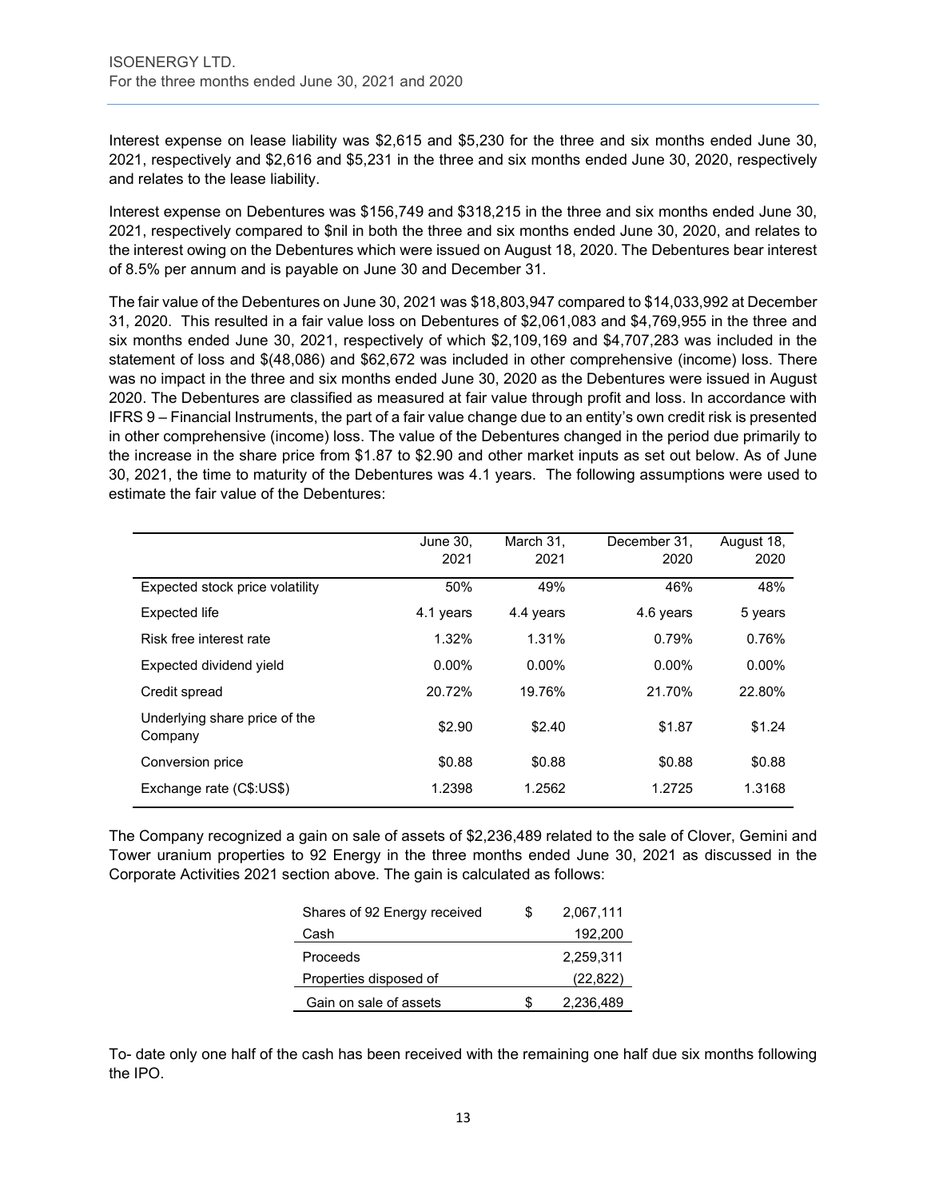Interest expense on lease liability was $2,615 and $5,230 for the three and six months ended June 30, 2021, respectively and $2,616 and $5,231 in the three and six months ended June 30, 2020, respectively and relates to the lease liability.

Interest expense on Debentures was $156,749 and $318,215 in the three and six months ended June 30, 2021, respectively compared to $nil in both the three and six months ended June 30, 2020, and relates to the interest owing on the Debentures which were issued on August 18, 2020. The Debentures bear interest of 8.5% per annum and is payable on June 30 and December 31.

The fair value of the Debentures on June 30, 2021 was $18,803,947 compared to $14,033,992 at December 31, 2020. This resulted in a fair value loss on Debentures of $2,061,083 and $4,769,955 in the three and six months ended June 30, 2021, respectively of which $2,109,169 and $4,707,283 was included in the statement of loss and $(48,086) and $62,672 was included in other comprehensive (income) loss. There was no impact in the three and six months ended June 30, 2020 as the Debentures were issued in August 2020. The Debentures are classified as measured at fair value through profit and loss. In accordance with IFRS 9 – Financial Instruments, the part of a fair value change due to an entity's own credit risk is presented in other comprehensive (income) loss. The value of the Debentures changed in the period due primarily to the increase in the share price from $1.87 to $2.90 and other market inputs as set out below. As of June 30, 2021, the time to maturity of the Debentures was 4.1 years. The following assumptions were used to estimate the fair value of the Debentures:

| | June 30, 2021 | March 31, 2021 | December 31, 2020 | August 18, 2020 |
|---|---|---|---|---|
| Expected stock price volatility | 50% | 49% | 46% | 48% |
| Expected life | 4.1 years | 4.4 years | 4.6 years | 5 years |
| Risk free interest rate | 1.32% | 1.31% | 0.79% | 0.76% |
| Expected dividend yield | 0.00% | 0.00% | 0.00% | 0.00% |
| Credit spread | 20.72% | 19.76% | 21.70% | 22.80% |
| Underlying share price of the Company | $2.90 | $2.40 | $1.87 | $1.24 |
| Conversion price | $0.88 | $0.88 | $0.88 | $0.88 |
| Exchange rate (C$:US$) | 1.2398 | 1.2562 | 1.2725 | 1.3168 |

The Company recognized a gain on sale of assets of $2,236,489 related to the sale of Clover, Gemini and Tower uranium properties to 92 Energy in the three months ended June 30, 2021 as discussed in the Corporate Activities 2021 section above. The gain is calculated as follows:

| | | |
|---|---|---|
| Shares of 92 Energy received | $ | 2,067,111 |
| Cash | | 192,200 |
| Proceeds | | 2,259,311 |
| Properties disposed of | | (22,822) |
| Gain on sale of assets | $ | 2,236,489 |

To- date only one half of the cash has been received with the remaining one half due six months following the IPO.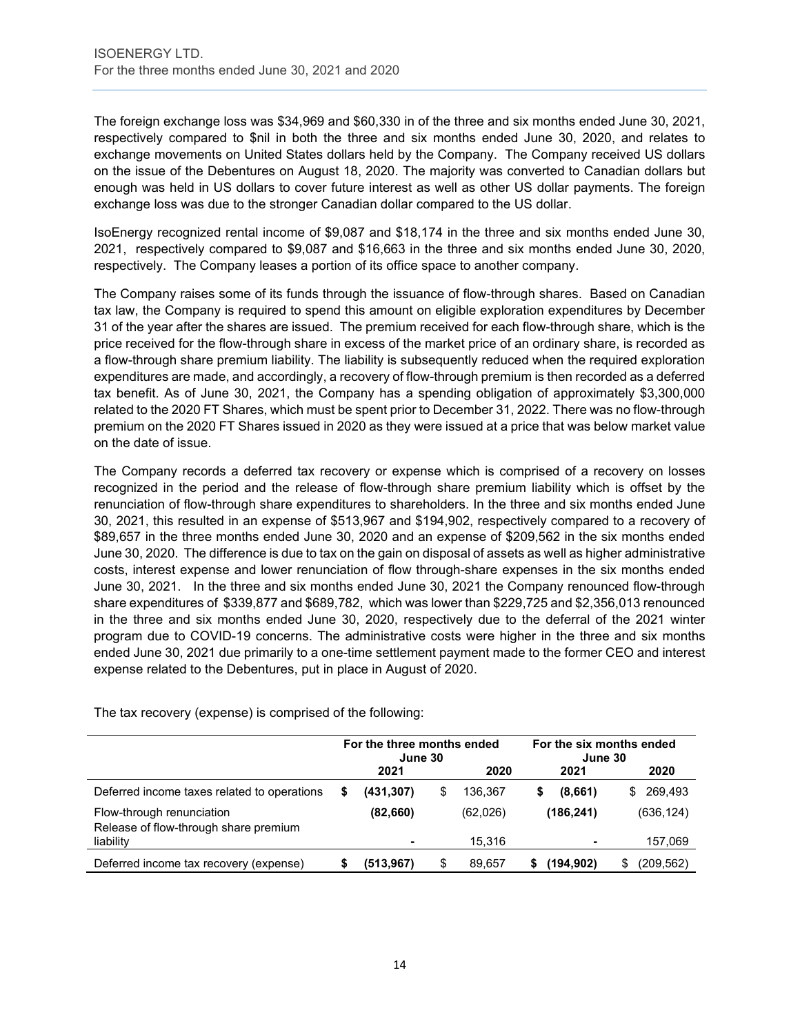The foreign exchange loss was $34,969 and $60,330 in of the three and six months ended June 30, 2021, respectively compared to $nil in both the three and six months ended June 30, 2020, and relates to exchange movements on United States dollars held by the Company. The Company received US dollars on the issue of the Debentures on August 18, 2020. The majority was converted to Canadian dollars but enough was held in US dollars to cover future interest as well as other US dollar payments. The foreign exchange loss was due to the stronger Canadian dollar compared to the US dollar.

IsoEnergy recognized rental income of $9,087 and $18,174 in the three and six months ended June 30, 2021, respectively compared to $9,087 and $16,663 in the three and six months ended June 30, 2020, respectively. The Company leases a portion of its office space to another company.

The Company raises some of its funds through the issuance of flow-through shares. Based on Canadian tax law, the Company is required to spend this amount on eligible exploration expenditures by December 31 of the year after the shares are issued. The premium received for each flow-through share, which is the price received for the flow-through share in excess of the market price of an ordinary share, is recorded as a flow-through share premium liability. The liability is subsequently reduced when the required exploration expenditures are made, and accordingly, a recovery of flow-through premium is then recorded as a deferred tax benefit. As of June 30, 2021, the Company has a spending obligation of approximately $3,300,000 related to the 2020 FT Shares, which must be spent prior to December 31, 2022. There was no flow-through premium on the 2020 FT Shares issued in 2020 as they were issued at a price that was below market value on the date of issue.

The Company records a deferred tax recovery or expense which is comprised of a recovery on losses recognized in the period and the release of flow-through share premium liability which is offset by the renunciation of flow-through share expenditures to shareholders. In the three and six months ended June 30, 2021, this resulted in an expense of $513,967 and $194,902, respectively compared to a recovery of $89,657 in the three months ended June 30, 2020 and an expense of $209,562 in the six months ended June 30, 2020. The difference is due to tax on the gain on disposal of assets as well as higher administrative costs, interest expense and lower renunciation of flow through-share expenses in the six months ended June 30, 2021. In the three and six months ended June 30, 2021 the Company renounced flow-through share expenditures of $339,877 and $689,782, which was lower than $229,725 and $2,356,013 renounced in the three and six months ended June 30, 2020, respectively due to the deferral of the 2021 winter program due to COVID-19 concerns. The administrative costs were higher in the three and six months ended June 30, 2021 due primarily to a one-time settlement payment made to the former CEO and interest expense related to the Debentures, put in place in August of 2020.

The tax recovery (expense) is comprised of the following:

| | For the three months ended June 30 | | For the six months ended June 30 | |
|---|---|---|---|---|
| | **2021** | **2020** | **2021** | **2020** |
| Deferred income taxes related to operations | **$ (431,307)** | $ 136,367 | **$ (8,661)** | $ 269,493 |
| Flow-through renunciation | **(82,660)** | (62,026) | **(186,241)** | (636,124) |
| Release of flow-through share premium liability | **-** | 15,316 | **-** | 157,069 |
| Deferred income tax recovery (expense) | **$ (513,967)** | $ 89,657 | **$ (194,902)** | $ (209,562) |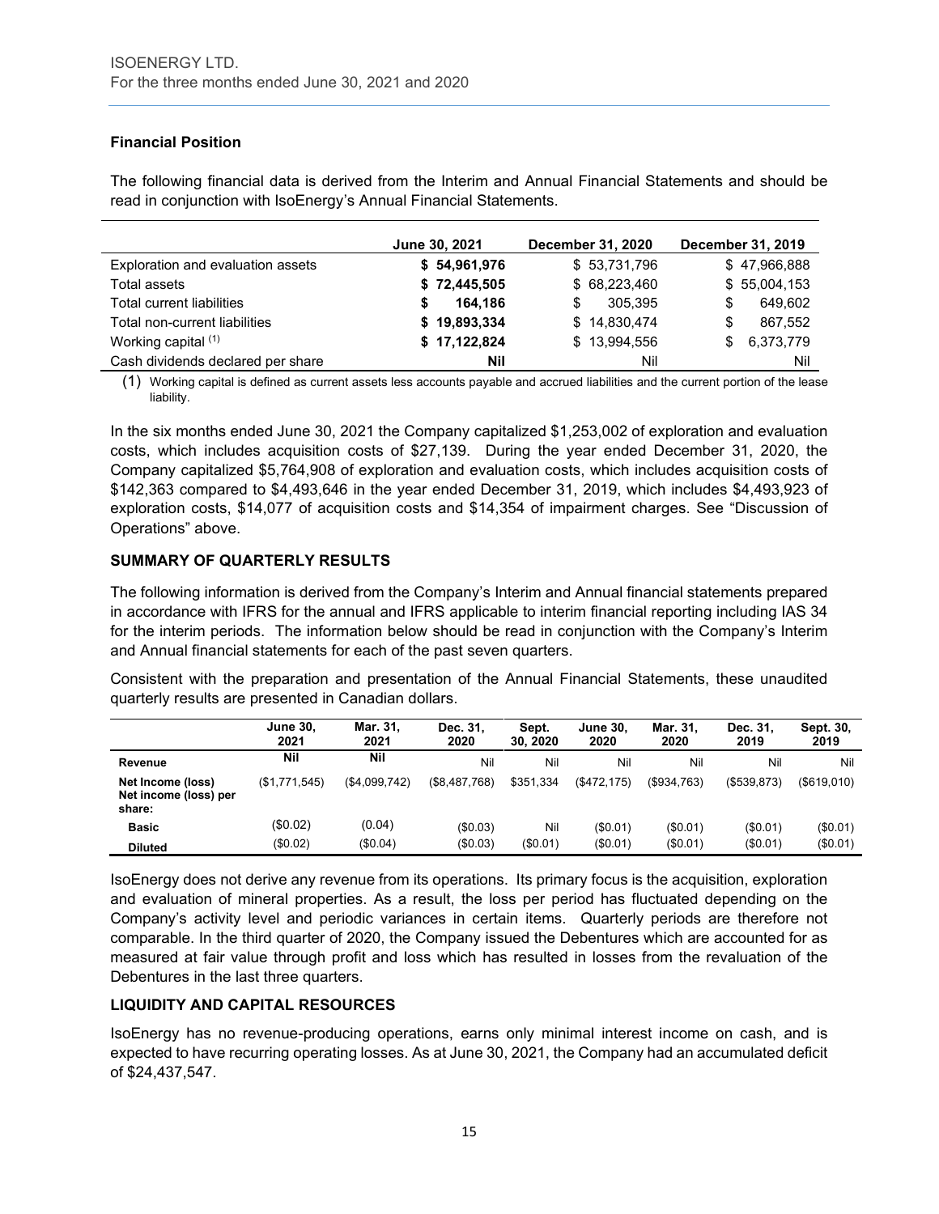## Financial Position

The following financial data is derived from the Interim and Annual Financial Statements and should be read in conjunction with IsoEnergy's Annual Financial Statements.

| | June 30, 2021 | December 31, 2020 | December 31, 2019 |
|---|---|---|---|
| Exploration and evaluation assets | **$ 54,961,976** | $ 53,731,796 | $ 47,966,888 |
| Total assets | **$ 72,445,505** | $ 68,223,460 | $ 55,004,153 |
| Total current liabilities | **$ 164,186** | $ 305,395 | $ 649,602 |
| Total non-current liabilities | **$ 19,893,334** | $ 14,830,474 | $ 867,552 |
| Working capital [(1)] | **$ 17,122,824** | $ 13,994,556 | $ 6,373,779 |
| Cash dividends declared per share | **Nil** | Nil | Nil |

(1) Working capital is defined as current assets less accounts payable and accrued liabilities and the current portion of the lease liability.

In the six months ended June 30, 2021 the Company capitalized $1,253,002 of exploration and evaluation costs, which includes acquisition costs of $27,139. During the year ended December 31, 2020, the Company capitalized $5,764,908 of exploration and evaluation costs, which includes acquisition costs of $142,363 compared to $4,493,646 in the year ended December 31, 2019, which includes $4,493,923 of exploration costs, $14,077 of acquisition costs and $14,354 of impairment charges. See "Discussion of Operations" above.

## SUMMARY OF QUARTERLY RESULTS

The following information is derived from the Company's Interim and Annual financial statements prepared in accordance with IFRS for the annual and IFRS applicable to interim financial reporting including IAS 34 for the interim periods. The information below should be read in conjunction with the Company's Interim and Annual financial statements for each of the past seven quarters.

Consistent with the preparation and presentation of the Annual Financial Statements, these unaudited quarterly results are presented in Canadian dollars.

| | June 30, 2021 | Mar. 31, 2021 | Dec. 31, 2020 | Sept. 30, 2020 | June 30, 2020 | Mar. 31, 2020 | Dec. 31, 2019 | Sept. 30, 2019 |
|---|---|---|---|---|---|---|---|---|
| **Revenue** | **Nil** | **Nil** | Nil | Nil | Nil | Nil | Nil | Nil |
| **Net Income (loss) Net income (loss) per share:** | ($1,771,545) | ($4,099,742) | ($8,487,768) | $351,334 | ($472,175) | ($934,763) | ($539,873) | ($619,010) |
| **Basic** | ($0.02) | (0.04) | ($0.03) | Nil | ($0.01) | ($0.01) | ($0.01) | ($0.01) |
| **Diluted** | ($0.02) | ($0.04) | ($0.03) | ($0.01) | ($0.01) | ($0.01) | ($0.01) | ($0.01) |

IsoEnergy does not derive any revenue from its operations. Its primary focus is the acquisition, exploration and evaluation of mineral properties. As a result, the loss per period has fluctuated depending on the Company's activity level and periodic variances in certain items. Quarterly periods are therefore not comparable. In the third quarter of 2020, the Company issued the Debentures which are accounted for as measured at fair value through profit and loss which has resulted in losses from the revaluation of the Debentures in the last three quarters.

## LIQUIDITY AND CAPITAL RESOURCES

IsoEnergy has no revenue-producing operations, earns only minimal interest income on cash, and is expected to have recurring operating losses. As at June 30, 2021, the Company had an accumulated deficit of $24,437,547.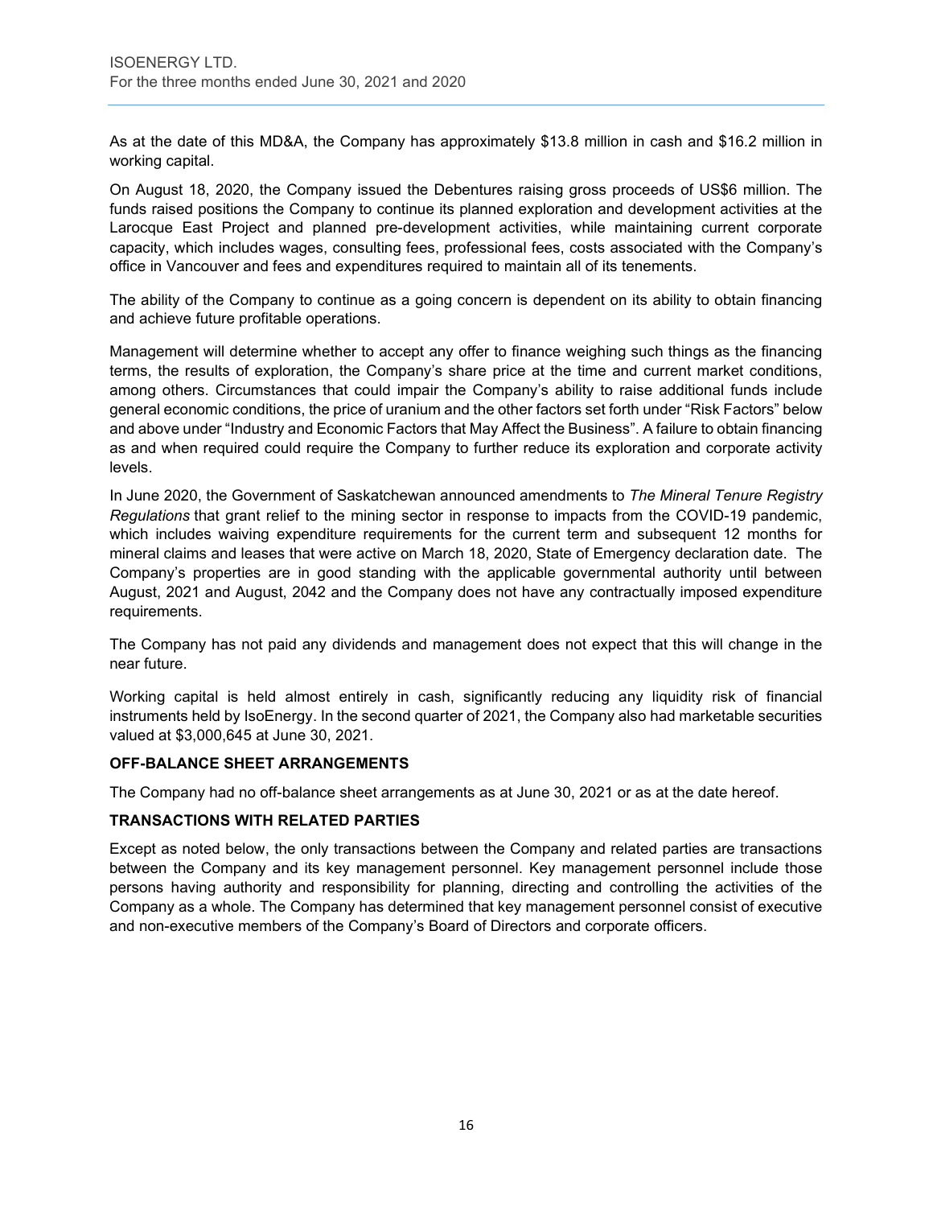As at the date of this MD&A, the Company has approximately $13.8 million in cash and $16.2 million in working capital.

On August 18, 2020, the Company issued the Debentures raising gross proceeds of US$6 million. The funds raised positions the Company to continue its planned exploration and development activities at the Larocque East Project and planned pre-development activities, while maintaining current corporate capacity, which includes wages, consulting fees, professional fees, costs associated with the Company's office in Vancouver and fees and expenditures required to maintain all of its tenements.

The ability of the Company to continue as a going concern is dependent on its ability to obtain financing and achieve future profitable operations.

Management will determine whether to accept any offer to finance weighing such things as the financing terms, the results of exploration, the Company's share price at the time and current market conditions, among others. Circumstances that could impair the Company's ability to raise additional funds include general economic conditions, the price of uranium and the other factors set forth under "Risk Factors" below and above under "Industry and Economic Factors that May Affect the Business". A failure to obtain financing as and when required could require the Company to further reduce its exploration and corporate activity levels.

In June 2020, the Government of Saskatchewan announced amendments to *The Mineral Tenure Registry Regulations* that grant relief to the mining sector in response to impacts from the COVID-19 pandemic, which includes waiving expenditure requirements for the current term and subsequent 12 months for mineral claims and leases that were active on March 18, 2020, State of Emergency declaration date. The Company's properties are in good standing with the applicable governmental authority until between August, 2021 and August, 2042 and the Company does not have any contractually imposed expenditure requirements.

The Company has not paid any dividends and management does not expect that this will change in the near future.

Working capital is held almost entirely in cash, significantly reducing any liquidity risk of financial instruments held by IsoEnergy. In the second quarter of 2021, the Company also had marketable securities valued at $3,000,645 at June 30, 2021.

## OFF-BALANCE SHEET ARRANGEMENTS

The Company had no off-balance sheet arrangements as at June 30, 2021 or as at the date hereof.

## TRANSACTIONS WITH RELATED PARTIES

Except as noted below, the only transactions between the Company and related parties are transactions between the Company and its key management personnel. Key management personnel include those persons having authority and responsibility for planning, directing and controlling the activities of the Company as a whole. The Company has determined that key management personnel consist of executive and non-executive members of the Company's Board of Directors and corporate officers.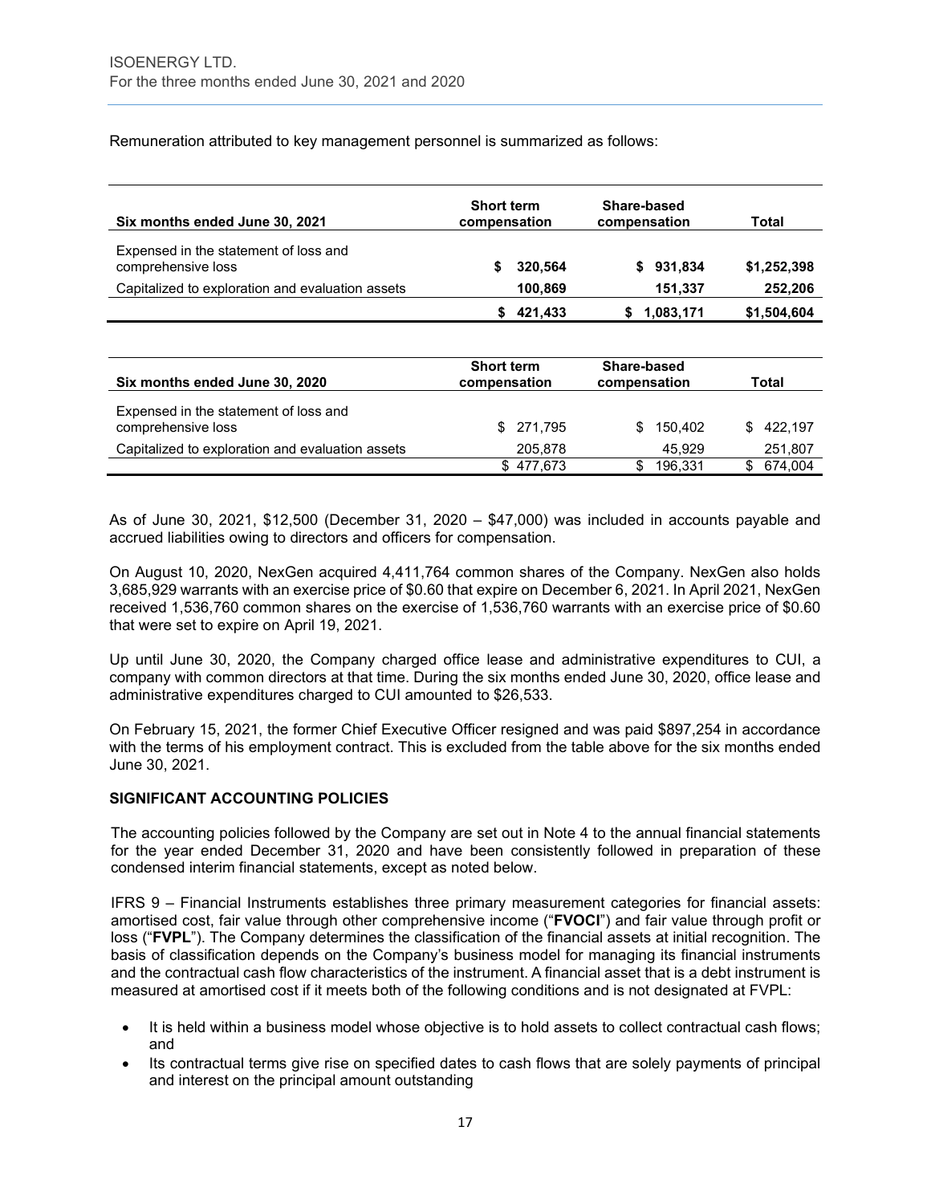Remuneration attributed to key management personnel is summarized as follows:

| Six months ended June 30, 2021 | Short term compensation | Share-based compensation | Total |
|---|---|---|---|
| Expensed in the statement of loss and comprehensive loss | $ 320,564 | $ 931,834 | $1,252,398 |
| Capitalized to exploration and evaluation assets | 100,869 | 151,337 | 252,206 |
| | $ 421,433 | $ 1,083,171 | $1,504,604 |

| Six months ended June 30, 2020 | Short term compensation | Share-based compensation | Total |
|---|---|---|---|
| Expensed in the statement of loss and comprehensive loss | $ 271,795 | $ 150,402 | $ 422,197 |
| Capitalized to exploration and evaluation assets | 205,878 | 45,929 | 251,807 |
| | $ 477,673 | $ 196,331 | $ 674,004 |

As of June 30, 2021, $12,500 (December 31, 2020 – $47,000) was included in accounts payable and accrued liabilities owing to directors and officers for compensation.

On August 10, 2020, NexGen acquired 4,411,764 common shares of the Company. NexGen also holds 3,685,929 warrants with an exercise price of $0.60 that expire on December 6, 2021. In April 2021, NexGen received 1,536,760 common shares on the exercise of 1,536,760 warrants with an exercise price of $0.60 that were set to expire on April 19, 2021.

Up until June 30, 2020, the Company charged office lease and administrative expenditures to CUI, a company with common directors at that time. During the six months ended June 30, 2020, office lease and administrative expenditures charged to CUI amounted to $26,533.

On February 15, 2021, the former Chief Executive Officer resigned and was paid $897,254 in accordance with the terms of his employment contract. This is excluded from the table above for the six months ended June 30, 2021.

## SIGNIFICANT ACCOUNTING POLICIES

The accounting policies followed by the Company are set out in Note 4 to the annual financial statements for the year ended December 31, 2020 and have been consistently followed in preparation of these condensed interim financial statements, except as noted below.

IFRS 9 – Financial Instruments establishes three primary measurement categories for financial assets: amortised cost, fair value through other comprehensive income ("**FVOCI**") and fair value through profit or loss ("**FVPL**"). The Company determines the classification of the financial assets at initial recognition. The basis of classification depends on the Company's business model for managing its financial instruments and the contractual cash flow characteristics of the instrument. A financial asset that is a debt instrument is measured at amortised cost if it meets both of the following conditions and is not designated at FVPL:

- It is held within a business model whose objective is to hold assets to collect contractual cash flows; and
- Its contractual terms give rise on specified dates to cash flows that are solely payments of principal and interest on the principal amount outstanding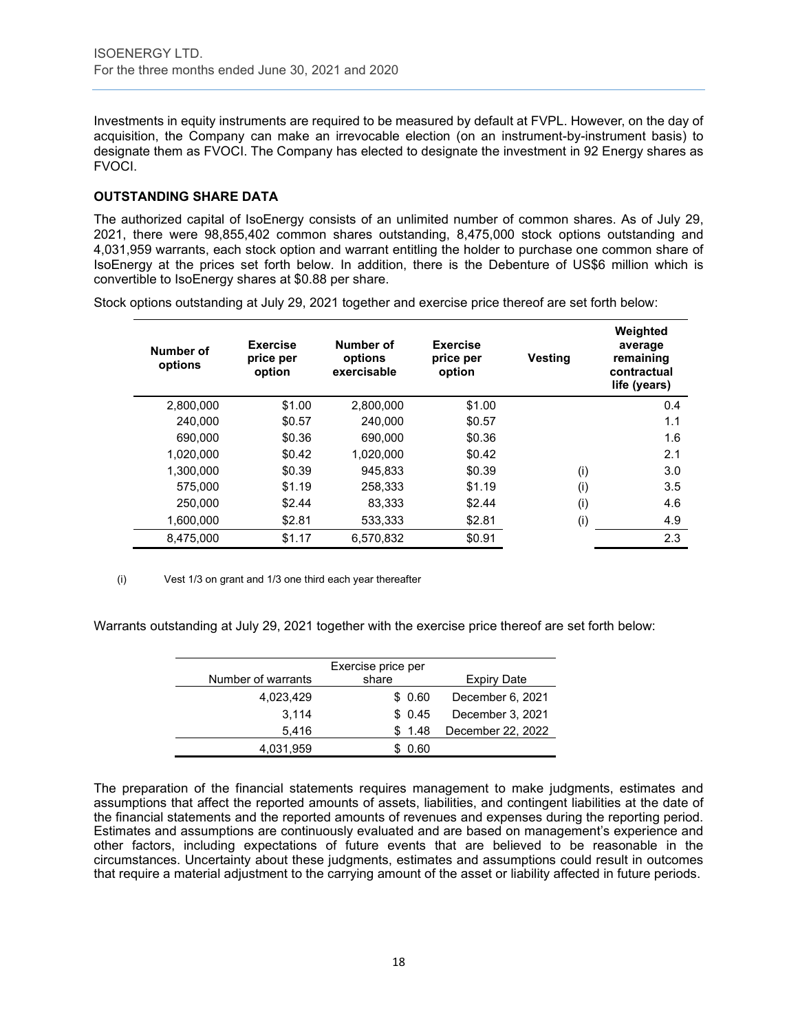Investments in equity instruments are required to be measured by default at FVPL. However, on the day of acquisition, the Company can make an irrevocable election (on an instrument-by-instrument basis) to designate them as FVOCI. The Company has elected to designate the investment in 92 Energy shares as FVOCI.

## OUTSTANDING SHARE DATA

The authorized capital of IsoEnergy consists of an unlimited number of common shares. As of July 29, 2021, there were 98,855,402 common shares outstanding, 8,475,000 stock options outstanding and 4,031,959 warrants, each stock option and warrant entitling the holder to purchase one common share of IsoEnergy at the prices set forth below. In addition, there is the Debenture of US$6 million which is convertible to IsoEnergy shares at $0.88 per share.

Stock options outstanding at July 29, 2021 together and exercise price thereof are set forth below:

| Number of options | Exercise price per option | Number of options exercisable | Exercise price per option | Vesting | Weighted average remaining contractual life (years) |
|---|---|---|---|---|---|
| 2,800,000 | $1.00 | 2,800,000 | $1.00 | | 0.4 |
| 240,000 | $0.57 | 240,000 | $0.57 | | 1.1 |
| 690,000 | $0.36 | 690,000 | $0.36 | | 1.6 |
| 1,020,000 | $0.42 | 1,020,000 | $0.42 | | 2.1 |
| 1,300,000 | $0.39 | 945,833 | $0.39 | (i) | 3.0 |
| 575,000 | $1.19 | 258,333 | $1.19 | (i) | 3.5 |
| 250,000 | $2.44 | 83,333 | $2.44 | (i) | 4.6 |
| 1,600,000 | $2.81 | 533,333 | $2.81 | (i) | 4.9 |
| 8,475,000 | $1.17 | 6,570,832 | $0.91 | | 2.3 |

(i) Vest 1/3 on grant and 1/3 one third each year thereafter

Warrants outstanding at July 29, 2021 together with the exercise price thereof are set forth below:

| Number of warrants | Exercise price per share | Expiry Date |
|---|---|---|
| 4,023,429 | $ 0.60 | December 6, 2021 |
| 3,114 | $ 0.45 | December 3, 2021 |
| 5,416 | $ 1.48 | December 22, 2022 |
| 4,031,959 | $ 0.60 | |

The preparation of the financial statements requires management to make judgments, estimates and assumptions that affect the reported amounts of assets, liabilities, and contingent liabilities at the date of the financial statements and the reported amounts of revenues and expenses during the reporting period. Estimates and assumptions are continuously evaluated and are based on management's experience and other factors, including expectations of future events that are believed to be reasonable in the circumstances. Uncertainty about these judgments, estimates and assumptions could result in outcomes that require a material adjustment to the carrying amount of the asset or liability affected in future periods.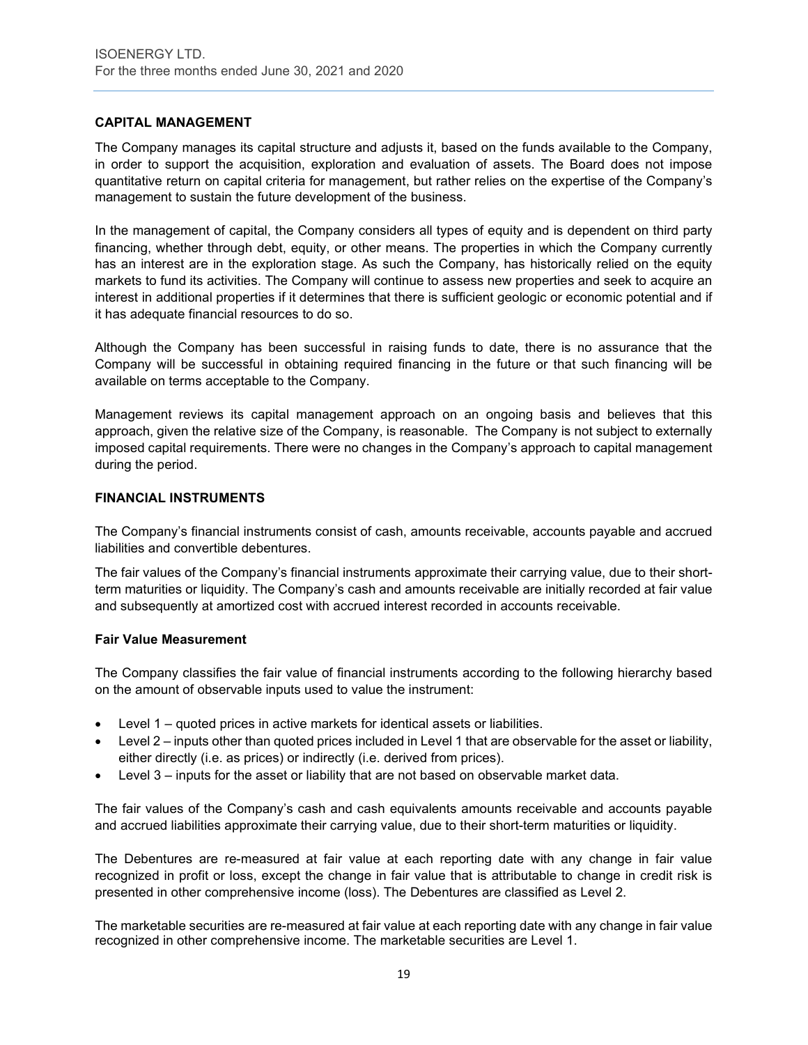## CAPITAL MANAGEMENT

The Company manages its capital structure and adjusts it, based on the funds available to the Company, in order to support the acquisition, exploration and evaluation of assets. The Board does not impose quantitative return on capital criteria for management, but rather relies on the expertise of the Company's management to sustain the future development of the business.

In the management of capital, the Company considers all types of equity and is dependent on third party financing, whether through debt, equity, or other means. The properties in which the Company currently has an interest are in the exploration stage. As such the Company, has historically relied on the equity markets to fund its activities. The Company will continue to assess new properties and seek to acquire an interest in additional properties if it determines that there is sufficient geologic or economic potential and if it has adequate financial resources to do so.

Although the Company has been successful in raising funds to date, there is no assurance that the Company will be successful in obtaining required financing in the future or that such financing will be available on terms acceptable to the Company.

Management reviews its capital management approach on an ongoing basis and believes that this approach, given the relative size of the Company, is reasonable. The Company is not subject to externally imposed capital requirements. There were no changes in the Company's approach to capital management during the period.

## FINANCIAL INSTRUMENTS

The Company's financial instruments consist of cash, amounts receivable, accounts payable and accrued liabilities and convertible debentures.

The fair values of the Company's financial instruments approximate their carrying value, due to their short-term maturities or liquidity. The Company's cash and amounts receivable are initially recorded at fair value and subsequently at amortized cost with accrued interest recorded in accounts receivable.

### Fair Value Measurement

The Company classifies the fair value of financial instruments according to the following hierarchy based on the amount of observable inputs used to value the instrument:

- Level 1 – quoted prices in active markets for identical assets or liabilities.
- Level 2 – inputs other than quoted prices included in Level 1 that are observable for the asset or liability, either directly (i.e. as prices) or indirectly (i.e. derived from prices).
- Level 3 – inputs for the asset or liability that are not based on observable market data.

The fair values of the Company's cash and cash equivalents amounts receivable and accounts payable and accrued liabilities approximate their carrying value, due to their short-term maturities or liquidity.

The Debentures are re-measured at fair value at each reporting date with any change in fair value recognized in profit or loss, except the change in fair value that is attributable to change in credit risk is presented in other comprehensive income (loss). The Debentures are classified as Level 2.

The marketable securities are re-measured at fair value at each reporting date with any change in fair value recognized in other comprehensive income. The marketable securities are Level 1.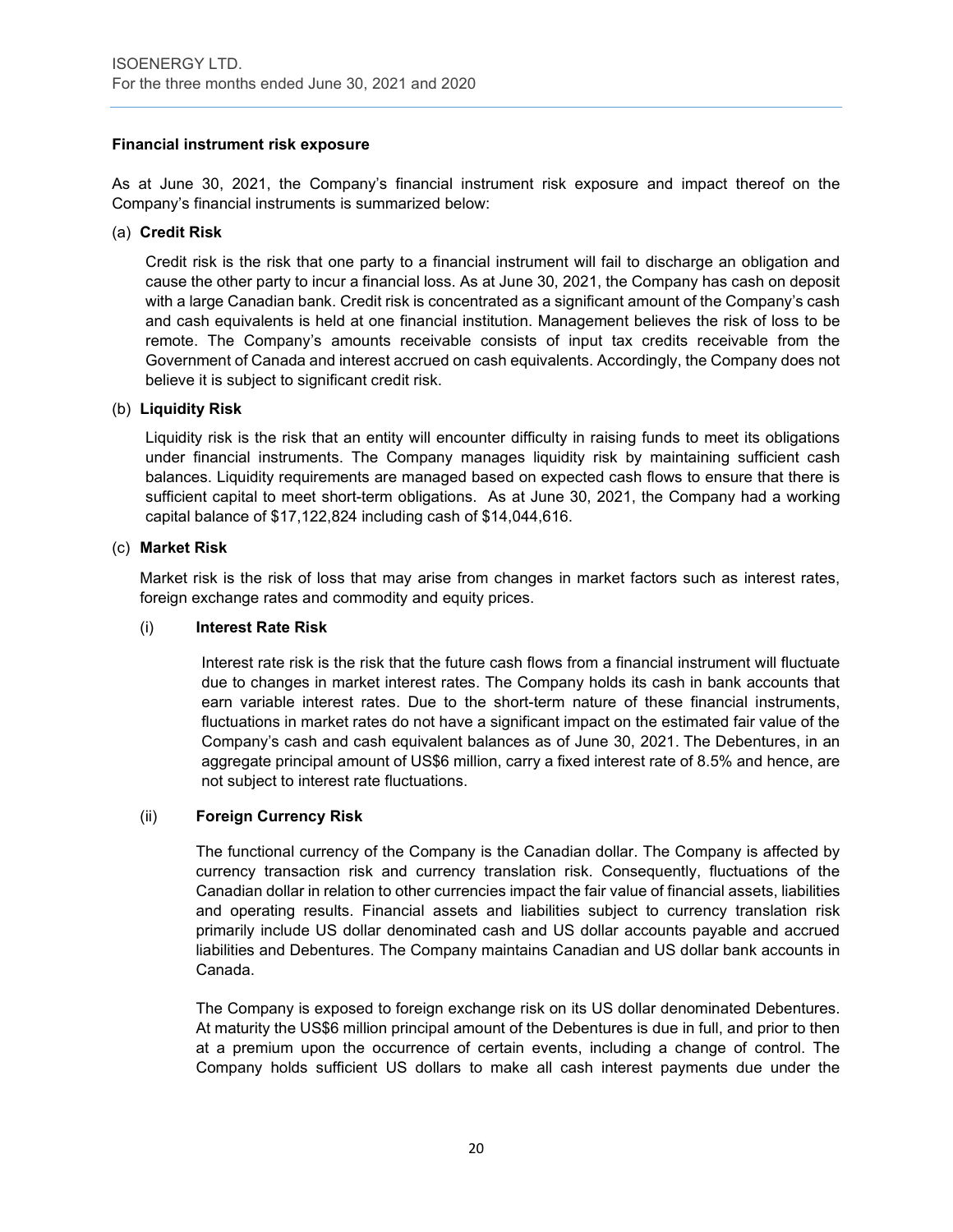**Financial instrument risk exposure**

As at June 30, 2021, the Company's financial instrument risk exposure and impact thereof on the Company's financial instruments is summarized below:

(a) **Credit Risk**

Credit risk is the risk that one party to a financial instrument will fail to discharge an obligation and cause the other party to incur a financial loss. As at June 30, 2021, the Company has cash on deposit with a large Canadian bank. Credit risk is concentrated as a significant amount of the Company's cash and cash equivalents is held at one financial institution. Management believes the risk of loss to be remote. The Company's amounts receivable consists of input tax credits receivable from the Government of Canada and interest accrued on cash equivalents. Accordingly, the Company does not believe it is subject to significant credit risk.

(b) **Liquidity Risk**

Liquidity risk is the risk that an entity will encounter difficulty in raising funds to meet its obligations under financial instruments. The Company manages liquidity risk by maintaining sufficient cash balances. Liquidity requirements are managed based on expected cash flows to ensure that there is sufficient capital to meet short-term obligations. As at June 30, 2021, the Company had a working capital balance of $17,122,824 including cash of $14,044,616.

(c) **Market Risk**

Market risk is the risk of loss that may arise from changes in market factors such as interest rates, foreign exchange rates and commodity and equity prices.

(i) **Interest Rate Risk**

Interest rate risk is the risk that the future cash flows from a financial instrument will fluctuate due to changes in market interest rates. The Company holds its cash in bank accounts that earn variable interest rates. Due to the short-term nature of these financial instruments, fluctuations in market rates do not have a significant impact on the estimated fair value of the Company's cash and cash equivalent balances as of June 30, 2021. The Debentures, in an aggregate principal amount of US$6 million, carry a fixed interest rate of 8.5% and hence, are not subject to interest rate fluctuations.

(ii) **Foreign Currency Risk**

The functional currency of the Company is the Canadian dollar. The Company is affected by currency transaction risk and currency translation risk. Consequently, fluctuations of the Canadian dollar in relation to other currencies impact the fair value of financial assets, liabilities and operating results. Financial assets and liabilities subject to currency translation risk primarily include US dollar denominated cash and US dollar accounts payable and accrued liabilities and Debentures. The Company maintains Canadian and US dollar bank accounts in Canada.

The Company is exposed to foreign exchange risk on its US dollar denominated Debentures. At maturity the US$6 million principal amount of the Debentures is due in full, and prior to then at a premium upon the occurrence of certain events, including a change of control. The Company holds sufficient US dollars to make all cash interest payments due under the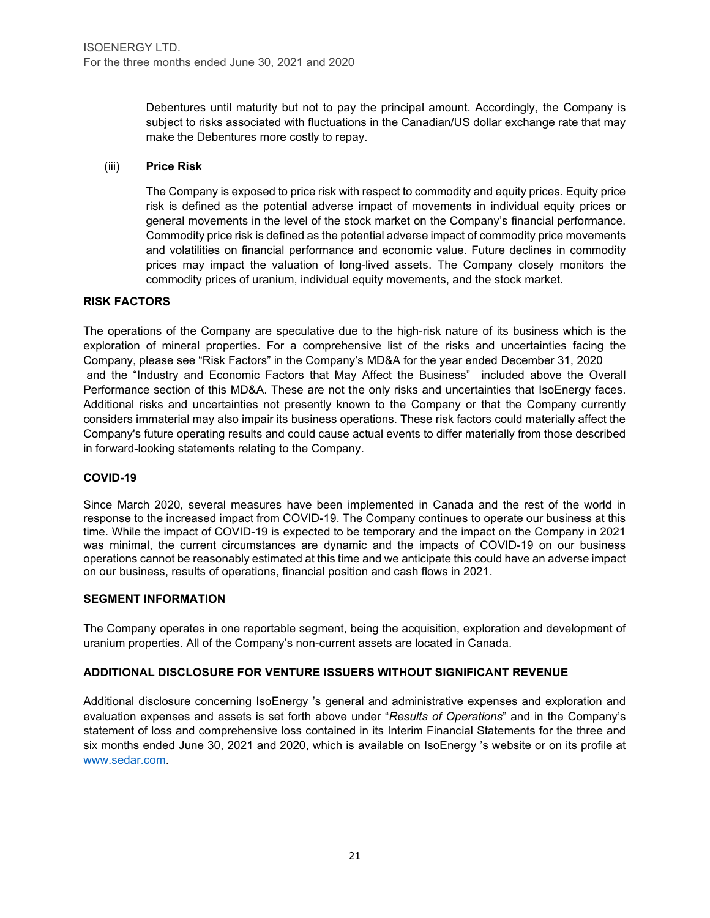Debentures until maturity but not to pay the principal amount. Accordingly, the Company is subject to risks associated with fluctuations in the Canadian/US dollar exchange rate that may make the Debentures more costly to repay.

(iii) **Price Risk**

The Company is exposed to price risk with respect to commodity and equity prices. Equity price risk is defined as the potential adverse impact of movements in individual equity prices or general movements in the level of the stock market on the Company's financial performance. Commodity price risk is defined as the potential adverse impact of commodity price movements and volatilities on financial performance and economic value. Future declines in commodity prices may impact the valuation of long-lived assets. The Company closely monitors the commodity prices of uranium, individual equity movements, and the stock market.

## RISK FACTORS

The operations of the Company are speculative due to the high-risk nature of its business which is the exploration of mineral properties. For a comprehensive list of the risks and uncertainties facing the Company, please see "Risk Factors" in the Company's MD&A for the year ended December 31, 2020 and the "Industry and Economic Factors that May Affect the Business" included above the Overall Performance section of this MD&A. These are not the only risks and uncertainties that IsoEnergy faces. Additional risks and uncertainties not presently known to the Company or that the Company currently considers immaterial may also impair its business operations. These risk factors could materially affect the Company's future operating results and could cause actual events to differ materially from those described in forward-looking statements relating to the Company.

## COVID-19

Since March 2020, several measures have been implemented in Canada and the rest of the world in response to the increased impact from COVID-19. The Company continues to operate our business at this time. While the impact of COVID-19 is expected to be temporary and the impact on the Company in 2021 was minimal, the current circumstances are dynamic and the impacts of COVID-19 on our business operations cannot be reasonably estimated at this time and we anticipate this could have an adverse impact on our business, results of operations, financial position and cash flows in 2021.

## SEGMENT INFORMATION

The Company operates in one reportable segment, being the acquisition, exploration and development of uranium properties. All of the Company's non-current assets are located in Canada.

## ADDITIONAL DISCLOSURE FOR VENTURE ISSUERS WITHOUT SIGNIFICANT REVENUE

Additional disclosure concerning IsoEnergy 's general and administrative expenses and exploration and evaluation expenses and assets is set forth above under "*Results of Operations*" and in the Company's statement of loss and comprehensive loss contained in its Interim Financial Statements for the three and six months ended June 30, 2021 and 2020, which is available on IsoEnergy 's website or on its profile at www.sedar.com.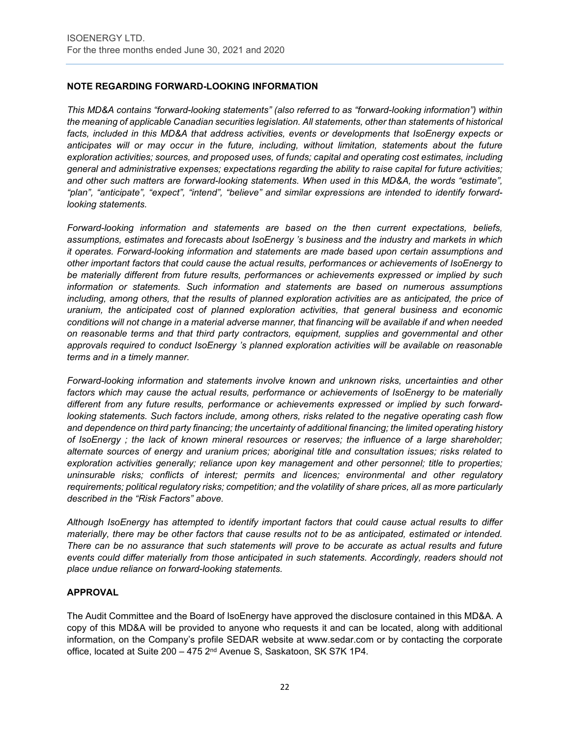## NOTE REGARDING FORWARD-LOOKING INFORMATION

*This MD&A contains "forward-looking statements" (also referred to as "forward-looking information") within the meaning of applicable Canadian securities legislation. All statements, other than statements of historical facts, included in this MD&A that address activities, events or developments that IsoEnergy expects or anticipates will or may occur in the future, including, without limitation, statements about the future exploration activities; sources, and proposed uses, of funds; capital and operating cost estimates, including general and administrative expenses; expectations regarding the ability to raise capital for future activities; and other such matters are forward-looking statements. When used in this MD&A, the words "estimate", "plan", "anticipate", "expect", "intend", "believe" and similar expressions are intended to identify forward-looking statements.*

*Forward-looking information and statements are based on the then current expectations, beliefs, assumptions, estimates and forecasts about IsoEnergy 's business and the industry and markets in which it operates. Forward-looking information and statements are made based upon certain assumptions and other important factors that could cause the actual results, performances or achievements of IsoEnergy to be materially different from future results, performances or achievements expressed or implied by such information or statements. Such information and statements are based on numerous assumptions including, among others, that the results of planned exploration activities are as anticipated, the price of uranium, the anticipated cost of planned exploration activities, that general business and economic conditions will not change in a material adverse manner, that financing will be available if and when needed on reasonable terms and that third party contractors, equipment, supplies and governmental and other approvals required to conduct IsoEnergy 's planned exploration activities will be available on reasonable terms and in a timely manner.*

*Forward-looking information and statements involve known and unknown risks, uncertainties and other factors which may cause the actual results, performance or achievements of IsoEnergy to be materially different from any future results, performance or achievements expressed or implied by such forward-looking statements. Such factors include, among others, risks related to the negative operating cash flow and dependence on third party financing; the uncertainty of additional financing; the limited operating history of IsoEnergy ; the lack of known mineral resources or reserves; the influence of a large shareholder; alternate sources of energy and uranium prices; aboriginal title and consultation issues; risks related to exploration activities generally; reliance upon key management and other personnel; title to properties; uninsurable risks; conflicts of interest; permits and licences; environmental and other regulatory requirements; political regulatory risks; competition; and the volatility of share prices, all as more particularly described in the "Risk Factors" above.*

*Although IsoEnergy has attempted to identify important factors that could cause actual results to differ materially, there may be other factors that cause results not to be as anticipated, estimated or intended. There can be no assurance that such statements will prove to be accurate as actual results and future events could differ materially from those anticipated in such statements. Accordingly, readers should not place undue reliance on forward-looking statements.*

## APPROVAL

The Audit Committee and the Board of IsoEnergy have approved the disclosure contained in this MD&A. A copy of this MD&A will be provided to anyone who requests it and can be located, along with additional information, on the Company's profile SEDAR website at www.sedar.com or by contacting the corporate office, located at Suite 200 – 475 2nd Avenue S, Saskatoon, SK S7K 1P4.